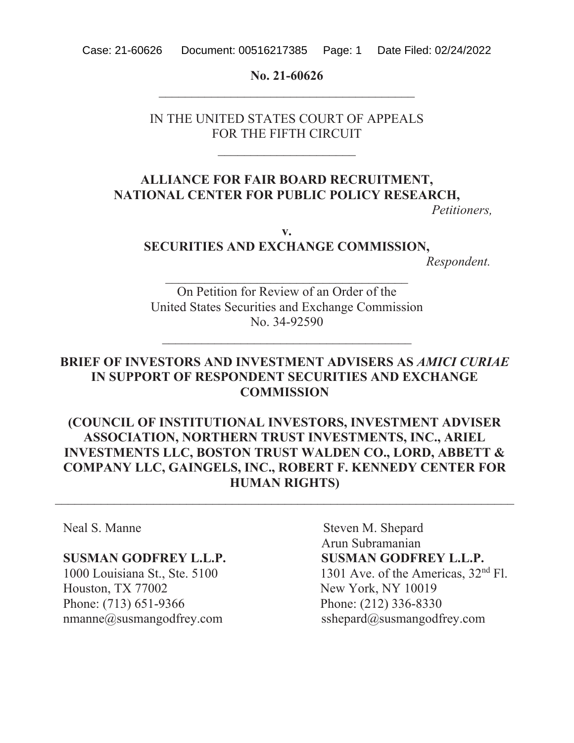No. 21-60626

IN THE UNITED STATES COURT OF APPEALS
FOR THE FIFTH CIRCUIT

**ALLIANCE FOR FAIR BOARD RECRUITMENT,**
**NATIONAL CENTER FOR PUBLIC POLICY RESEARCH,**
*Petitioners,*

**v.**

**SECURITIES AND EXCHANGE COMMISSION,**
*Respondent.*

On Petition for Review of an Order of the
United States Securities and Exchange Commission
No. 34-92590

**BRIEF OF INVESTORS AND INVESTMENT ADVISERS AS *AMICI CURIAE* IN SUPPORT OF RESPONDENT SECURITIES AND EXCHANGE COMMISSION**

**(COUNCIL OF INSTITUTIONAL INVESTORS, INVESTMENT ADVISER ASSOCIATION, NORTHERN TRUST INVESTMENTS, INC., ARIEL INVESTMENTS LLC, BOSTON TRUST WALDEN CO., LORD, ABBETT & COMPANY LLC, GAINGELS, INC., ROBERT F. KENNEDY CENTER FOR HUMAN RIGHTS)**

Neal S. Manne

**SUSMAN GODFREY L.L.P.**
1000 Louisiana St., Ste. 5100
Houston, TX 77002
Phone: (713) 651-9366
nmanne@susmangodfrey.com

Steven M. Shepard
Arun Subramanian
**SUSMAN GODFREY L.L.P.**
1301 Ave. of the Americas, 32nd Fl.
New York, NY 10019
Phone: (212) 336-8330
sshepard@susmangodfrey.com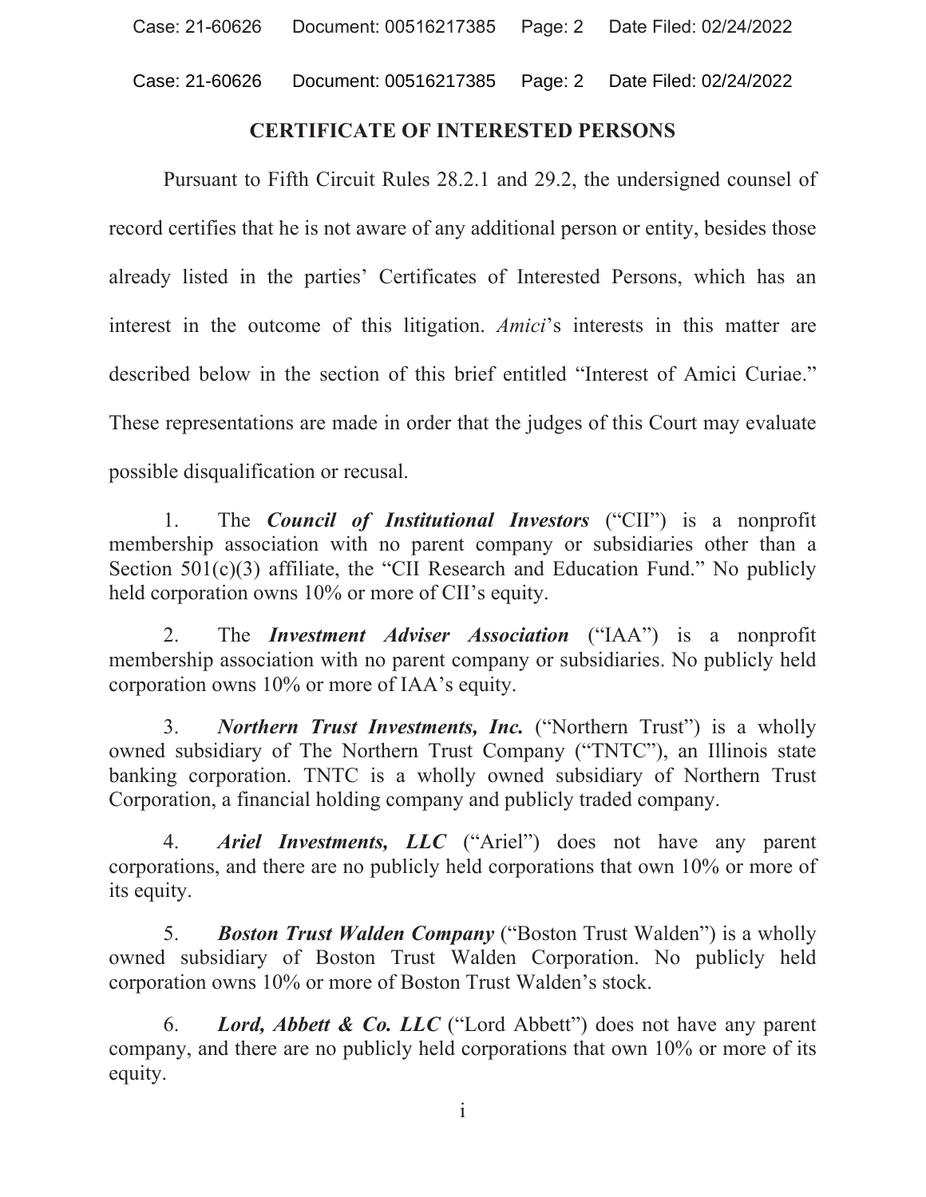## CERTIFICATE OF INTERESTED PERSONS

Pursuant to Fifth Circuit Rules 28.2.1 and 29.2, the undersigned counsel of record certifies that he is not aware of any additional person or entity, besides those already listed in the parties' Certificates of Interested Persons, which has an interest in the outcome of this litigation. *Amici*'s interests in this matter are described below in the section of this brief entitled "Interest of Amici Curiae." These representations are made in order that the judges of this Court may evaluate possible disqualification or recusal.

1. The ***Council of Institutional Investors*** ("CII") is a nonprofit membership association with no parent company or subsidiaries other than a Section 501(c)(3) affiliate, the "CII Research and Education Fund." No publicly held corporation owns 10% or more of CII's equity.

2. The ***Investment Adviser Association*** ("IAA") is a nonprofit membership association with no parent company or subsidiaries. No publicly held corporation owns 10% or more of IAA's equity.

3. ***Northern Trust Investments, Inc.*** ("Northern Trust") is a wholly owned subsidiary of The Northern Trust Company ("TNTC"), an Illinois state banking corporation. TNTC is a wholly owned subsidiary of Northern Trust Corporation, a financial holding company and publicly traded company.

4. ***Ariel Investments, LLC*** ("Ariel") does not have any parent corporations, and there are no publicly held corporations that own 10% or more of its equity.

5. ***Boston Trust Walden Company*** ("Boston Trust Walden") is a wholly owned subsidiary of Boston Trust Walden Corporation. No publicly held corporation owns 10% or more of Boston Trust Walden's stock.

6. ***Lord, Abbett & Co. LLC*** ("Lord Abbett") does not have any parent company, and there are no publicly held corporations that own 10% or more of its equity.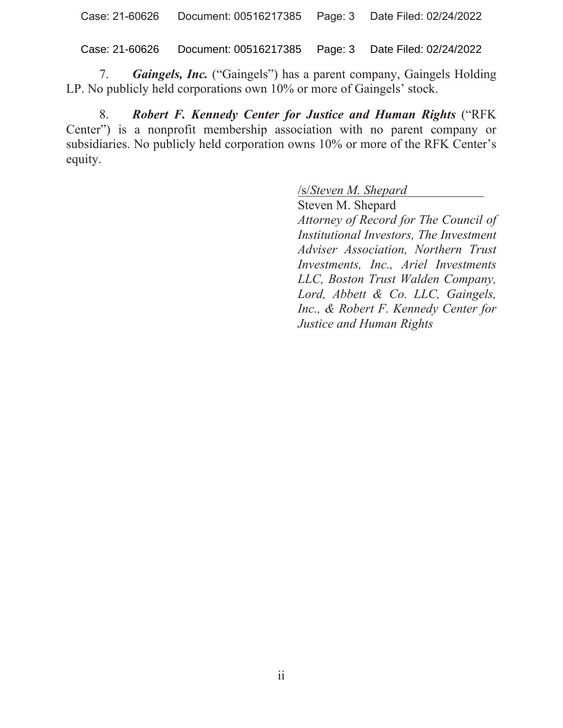7. ***Gaingels, Inc.*** ("Gaingels") has a parent company, Gaingels Holding LP. No publicly held corporations own 10% or more of Gaingels' stock.

8. ***Robert F. Kennedy Center for Justice and Human Rights*** ("RFK Center") is a nonprofit membership association with no parent company or subsidiaries. No publicly held corporation owns 10% or more of the RFK Center's equity.

/s/*Steven M. Shepard*
Steven M. Shepard
*Attorney of Record for The Council of Institutional Investors, The Investment Adviser Association, Northern Trust Investments, Inc., Ariel Investments LLC, Boston Trust Walden Company, Lord, Abbett & Co. LLC, Gaingels, Inc., & Robert F. Kennedy Center for Justice and Human Rights*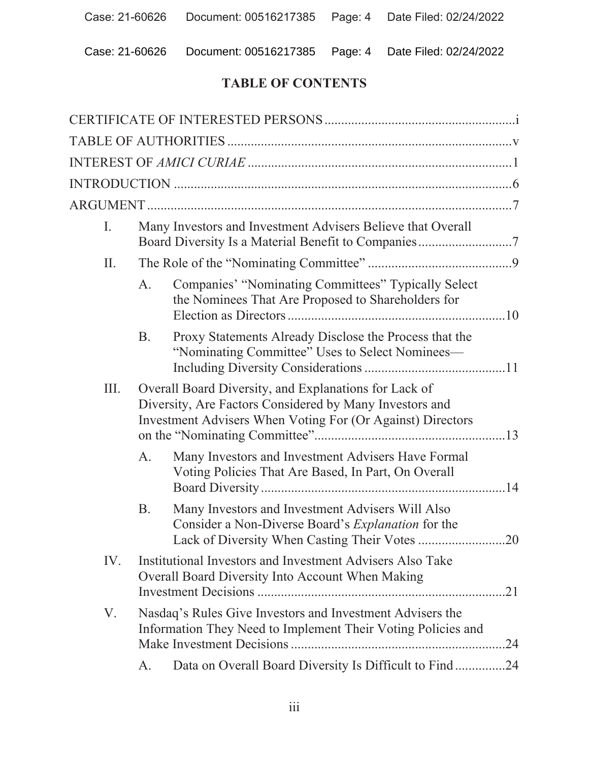# TABLE OF CONTENTS

CERTIFICATE OF INTERESTED PERSONS .......................................................... i

TABLE OF AUTHORITIES ..................................................................................... v

INTEREST OF *AMICI CURIAE* ............................................................................. 1

INTRODUCTION ..................................................................................................... 6

ARGUMENT ............................................................................................................. 7

I. Many Investors and Investment Advisers Believe that Overall Board Diversity Is a Material Benefit to Companies ............................ 7

II. The Role of the "Nominating Committee" ........................................... 9

    A. Companies' "Nominating Committees" Typically Select the Nominees That Are Proposed to Shareholders for Election as Directors ................................................................. 10

    B. Proxy Statements Already Disclose the Process that the "Nominating Committee" Uses to Select Nominees—Including Diversity Considerations .......................................... 11

III. Overall Board Diversity, and Explanations for Lack of Diversity, Are Factors Considered by Many Investors and Investment Advisers When Voting For (Or Against) Directors on the "Nominating Committee" ........................................................ 13

    A. Many Investors and Investment Advisers Have Formal Voting Policies That Are Based, In Part, On Overall Board Diversity ......................................................................... 14

    B. Many Investors and Investment Advisers Will Also Consider a Non-Diverse Board's *Explanation* for the Lack of Diversity When Casting Their Votes .......................... 20

IV. Institutional Investors and Investment Advisers Also Take Overall Board Diversity Into Account When Making Investment Decisions ......................................................................... 21

V. Nasdaq's Rules Give Investors and Investment Advisers the Information They Need to Implement Their Voting Policies and Make Investment Decisions ................................................................ 24

    A. Data on Overall Board Diversity Is Difficult to Find .............. 24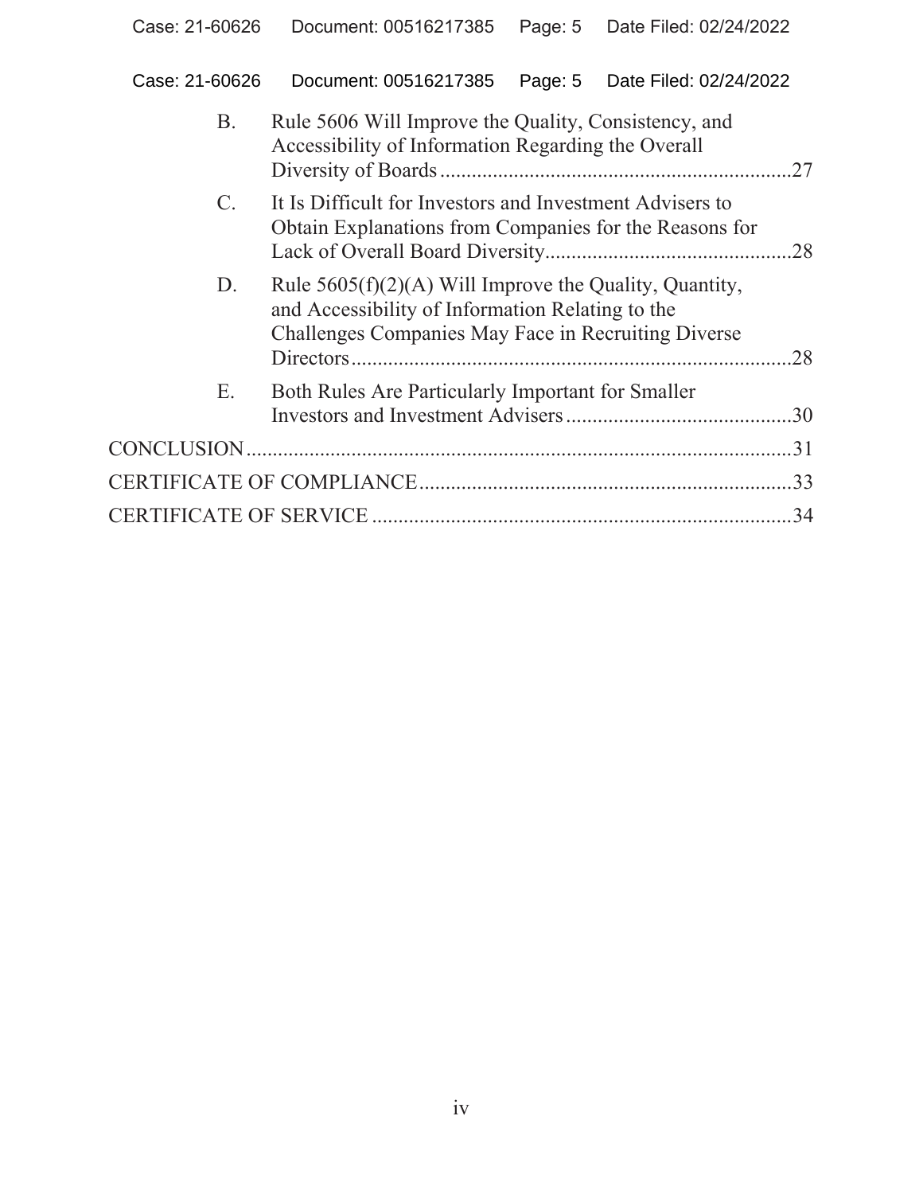B. Rule 5606 Will Improve the Quality, Consistency, and Accessibility of Information Regarding the Overall Diversity of Boards ..................27

C. It Is Difficult for Investors and Investment Advisers to Obtain Explanations from Companies for the Reasons for Lack of Overall Board Diversity..................28

D. Rule 5605(f)(2)(A) Will Improve the Quality, Quantity, and Accessibility of Information Relating to the Challenges Companies May Face in Recruiting Diverse Directors..................28

E. Both Rules Are Particularly Important for Smaller Investors and Investment Advisers..................30

CONCLUSION..................31

CERTIFICATE OF COMPLIANCE..................33

CERTIFICATE OF SERVICE..................34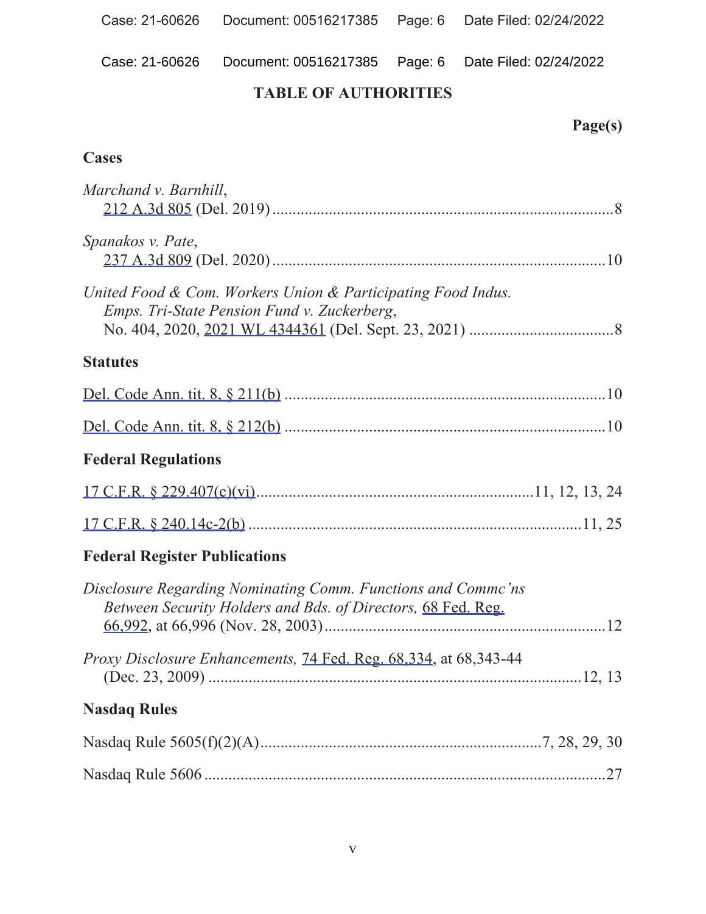## TABLE OF AUTHORITIES

**Page(s)**

### Cases

*Marchand v. Barnhill*,
212 A.3d 805 (Del. 2019) ..................................................................................... 8

*Spanakos v. Pate*,
237 A.3d 809 (Del. 2020) ................................................................................... 10

*United Food & Com. Workers Union & Participating Food Indus. Emps. Tri-State Pension Fund v. Zuckerberg*,
No. 404, 2020, 2021 WL 4344361 (Del. Sept. 23, 2021) .................................... 8

### Statutes

Del. Code Ann. tit. 8, § 211(b) ................................................................................ 10

Del. Code Ann. tit. 8, § 212(b) ................................................................................ 10

### Federal Regulations

17 C.F.R. § 229.407(c)(vi) ..................................................................... 11, 12, 13, 24

17 C.F.R. § 240.14c-2(b) ................................................................................... 11, 25

### Federal Register Publications

*Disclosure Regarding Nominating Comm. Functions and Commc'ns Between Security Holders and Bds. of Directors,* 68 Fed. Reg. 66,992, at 66,996 (Nov. 28, 2003) ....................................................................... 12

*Proxy Disclosure Enhancements,* 74 Fed. Reg. 68,334, at 68,343-44 (Dec. 23, 2009) ............................................................................................ 12, 13

### Nasdaq Rules

Nasdaq Rule 5605(f)(2)(A) ...................................................................... 7, 28, 29, 30

Nasdaq Rule 5606 .................................................................................................... 27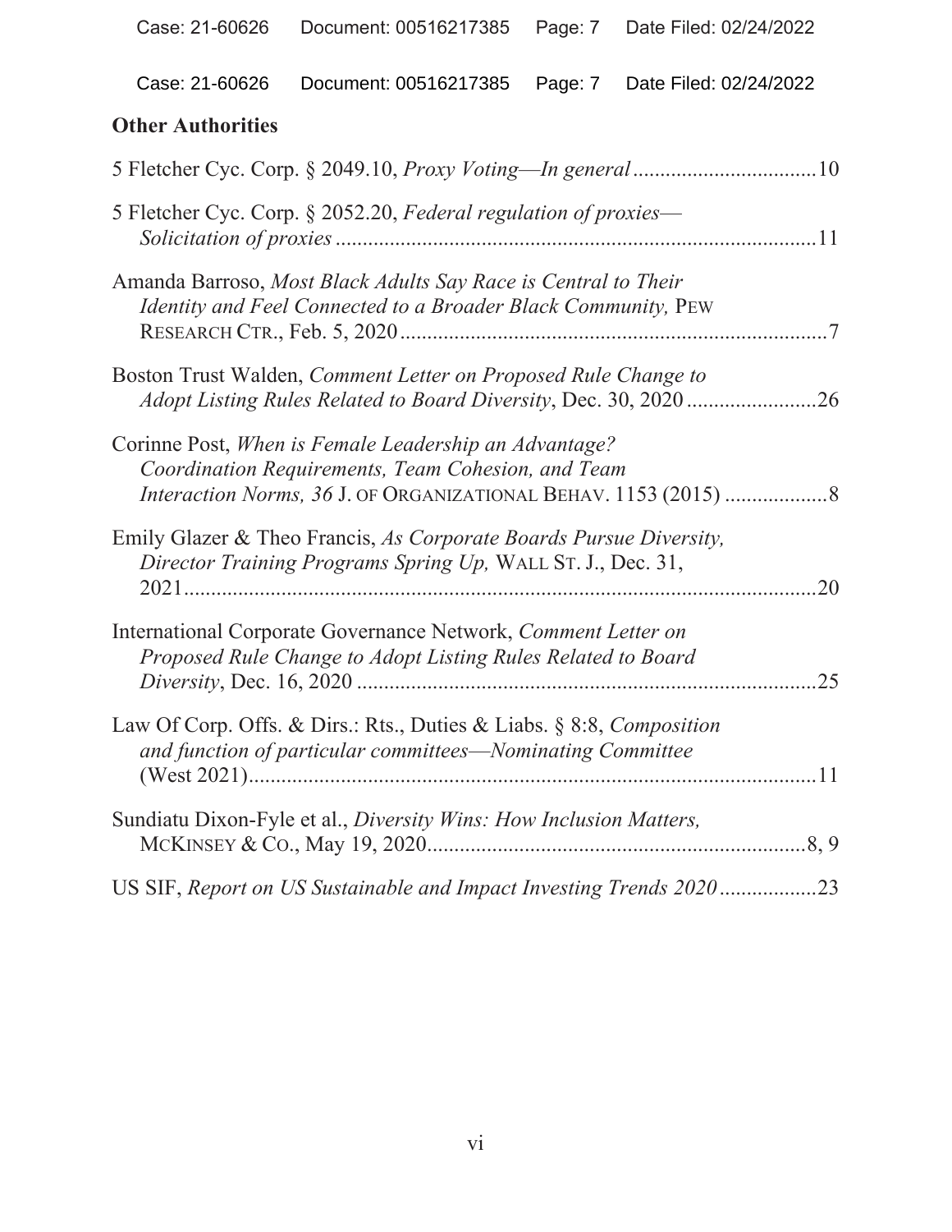**Other Authorities**

5 Fletcher Cyc. Corp. § 2049.10, *Proxy Voting—In general* ..................................10

5 Fletcher Cyc. Corp. § 2052.20, *Federal regulation of proxies—Solicitation of proxies* .........................................................................................11

Amanda Barroso, *Most Black Adults Say Race is Central to Their Identity and Feel Connected to a Broader Black Community,* PEW RESEARCH CTR., Feb. 5, 2020 ...............................................................................7

Boston Trust Walden, *Comment Letter on Proposed Rule Change to Adopt Listing Rules Related to Board Diversity*, Dec. 30, 2020 ........................26

Corinne Post, *When is Female Leadership an Advantage? Coordination Requirements, Team Cohesion, and Team Interaction Norms, 36* J. OF ORGANIZATIONAL BEHAV. 1153 (2015) ..................8

Emily Glazer & Theo Francis, *As Corporate Boards Pursue Diversity, Director Training Programs Spring Up,* WALL ST. J., Dec. 31, 2021..........................................................................................................20

International Corporate Governance Network, *Comment Letter on Proposed Rule Change to Adopt Listing Rules Related to Board Diversity*, Dec. 16, 2020 .....................................................................................25

Law Of Corp. Offs. & Dirs.: Rts., Duties & Liabs. § 8:8, *Composition and function of particular committees—Nominating Committee* (West 2021)..........................................................................................................11

Sundiatu Dixon-Fyle et al., *Diversity Wins: How Inclusion Matters,* MCKINSEY & CO., May 19, 2020......................................................................8, 9

US SIF, *Report on US Sustainable and Impact Investing Trends 2020* ..................23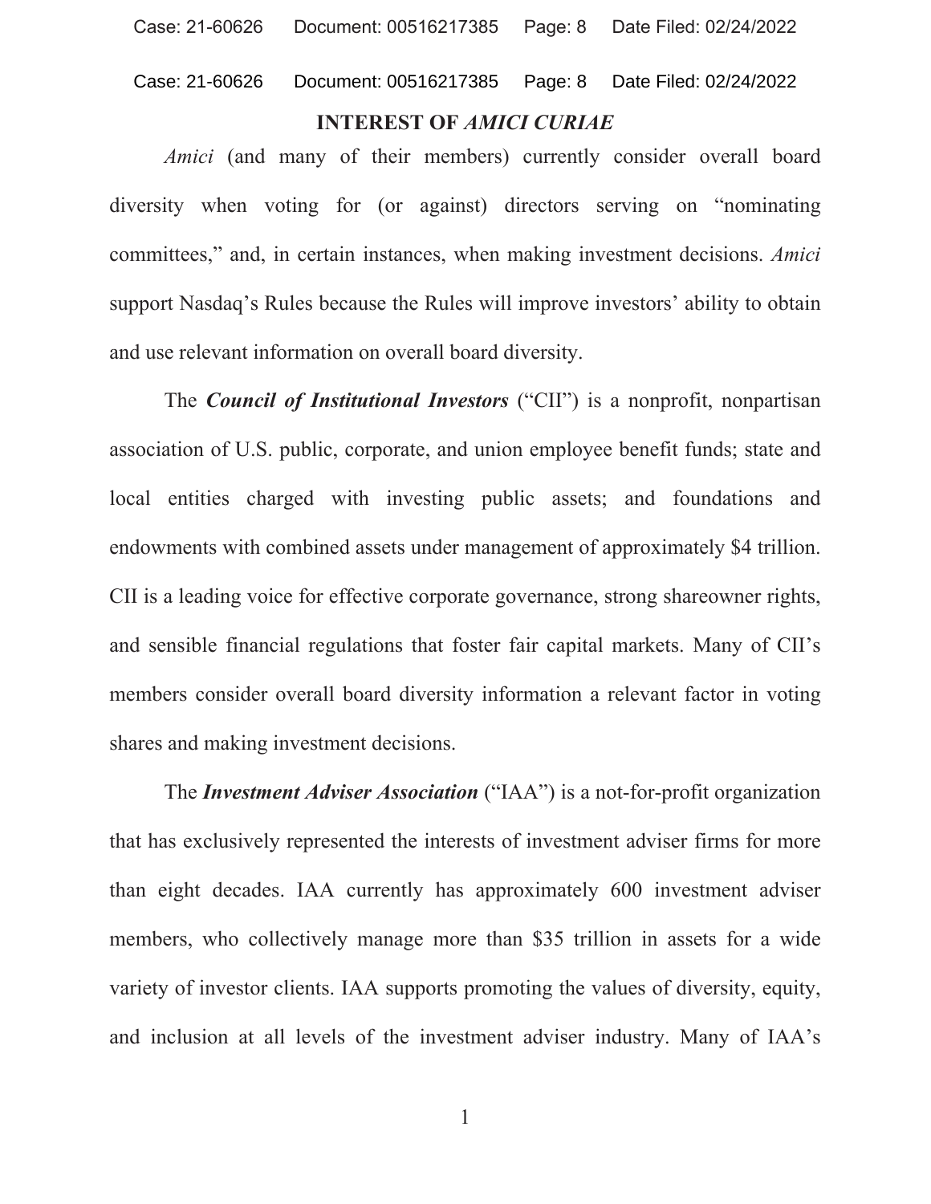## INTEREST OF *AMICI CURIAE*

*Amici* (and many of their members) currently consider overall board diversity when voting for (or against) directors serving on "nominating committees," and, in certain instances, when making investment decisions. *Amici* support Nasdaq's Rules because the Rules will improve investors' ability to obtain and use relevant information on overall board diversity.

The ***Council of Institutional Investors*** ("CII") is a nonprofit, nonpartisan association of U.S. public, corporate, and union employee benefit funds; state and local entities charged with investing public assets; and foundations and endowments with combined assets under management of approximately $4 trillion. CII is a leading voice for effective corporate governance, strong shareowner rights, and sensible financial regulations that foster fair capital markets. Many of CII's members consider overall board diversity information a relevant factor in voting shares and making investment decisions.

The ***Investment Adviser Association*** ("IAA") is a not-for-profit organization that has exclusively represented the interests of investment adviser firms for more than eight decades. IAA currently has approximately 600 investment adviser members, who collectively manage more than $35 trillion in assets for a wide variety of investor clients. IAA supports promoting the values of diversity, equity, and inclusion at all levels of the investment adviser industry. Many of IAA's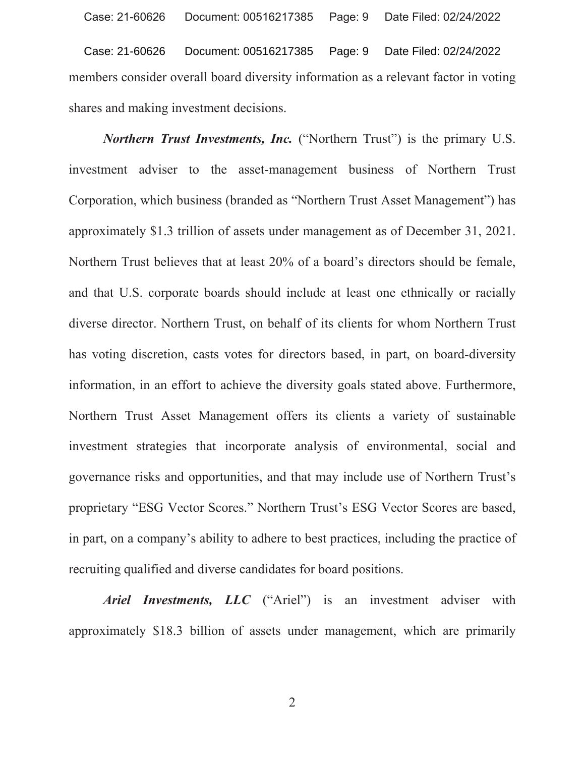members consider overall board diversity information as a relevant factor in voting shares and making investment decisions.

***Northern Trust Investments, Inc.*** ("Northern Trust") is the primary U.S. investment adviser to the asset-management business of Northern Trust Corporation, which business (branded as "Northern Trust Asset Management") has approximately $1.3 trillion of assets under management as of December 31, 2021. Northern Trust believes that at least 20% of a board's directors should be female, and that U.S. corporate boards should include at least one ethnically or racially diverse director. Northern Trust, on behalf of its clients for whom Northern Trust has voting discretion, casts votes for directors based, in part, on board-diversity information, in an effort to achieve the diversity goals stated above. Furthermore, Northern Trust Asset Management offers its clients a variety of sustainable investment strategies that incorporate analysis of environmental, social and governance risks and opportunities, and that may include use of Northern Trust's proprietary "ESG Vector Scores." Northern Trust's ESG Vector Scores are based, in part, on a company's ability to adhere to best practices, including the practice of recruiting qualified and diverse candidates for board positions.

***Ariel Investments, LLC*** ("Ariel") is an investment adviser with approximately $18.3 billion of assets under management, which are primarily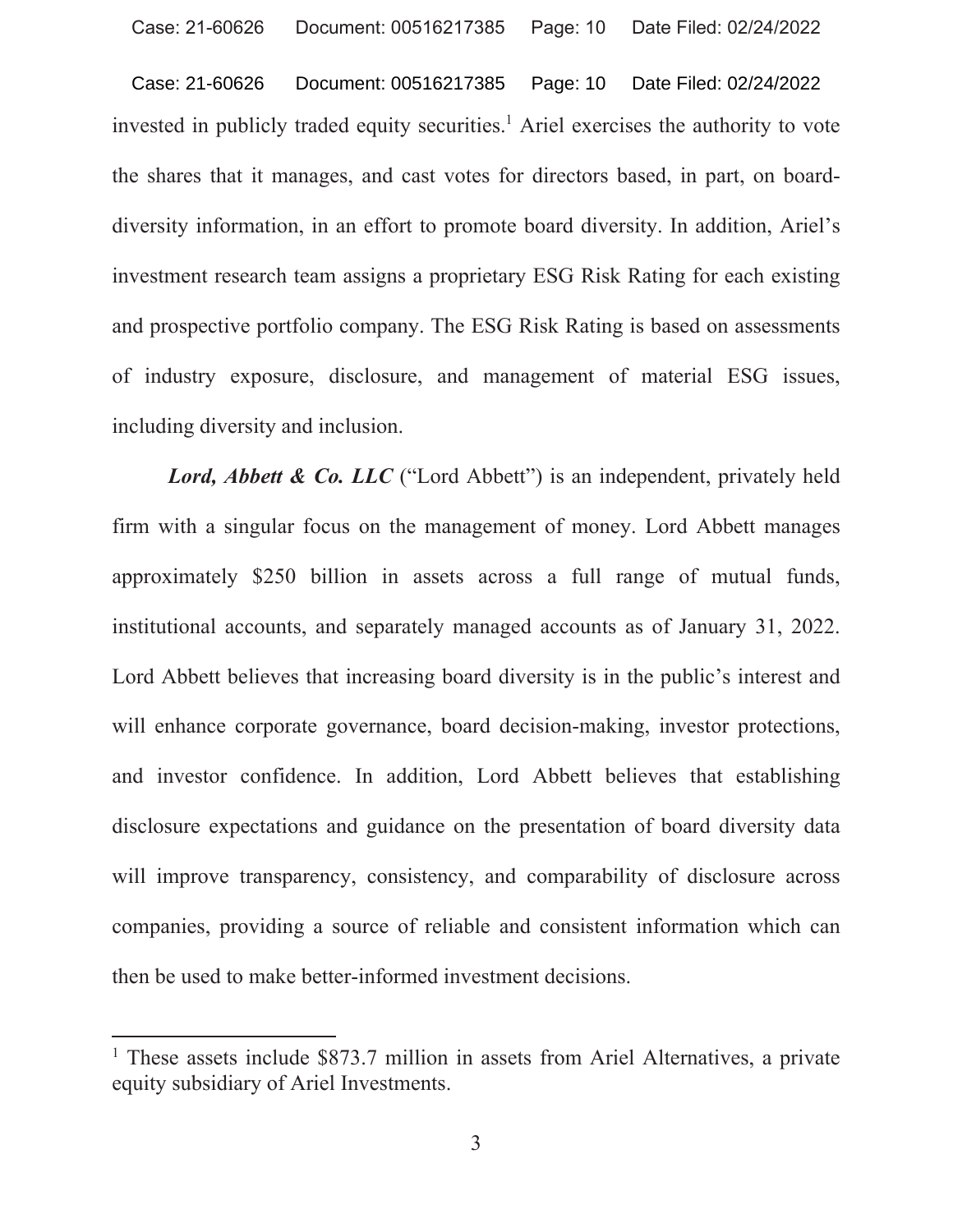invested in publicly traded equity securities.[1] Ariel exercises the authority to vote the shares that it manages, and cast votes for directors based, in part, on board-diversity information, in an effort to promote board diversity. In addition, Ariel's investment research team assigns a proprietary ESG Risk Rating for each existing and prospective portfolio company. The ESG Risk Rating is based on assessments of industry exposure, disclosure, and management of material ESG issues, including diversity and inclusion.

***Lord, Abbett & Co. LLC*** ("Lord Abbett") is an independent, privately held firm with a singular focus on the management of money. Lord Abbett manages approximately $250 billion in assets across a full range of mutual funds, institutional accounts, and separately managed accounts as of January 31, 2022. Lord Abbett believes that increasing board diversity is in the public's interest and will enhance corporate governance, board decision-making, investor protections, and investor confidence. In addition, Lord Abbett believes that establishing disclosure expectations and guidance on the presentation of board diversity data will improve transparency, consistency, and comparability of disclosure across companies, providing a source of reliable and consistent information which can then be used to make better-informed investment decisions.

---

[1] These assets include $873.7 million in assets from Ariel Alternatives, a private equity subsidiary of Ariel Investments.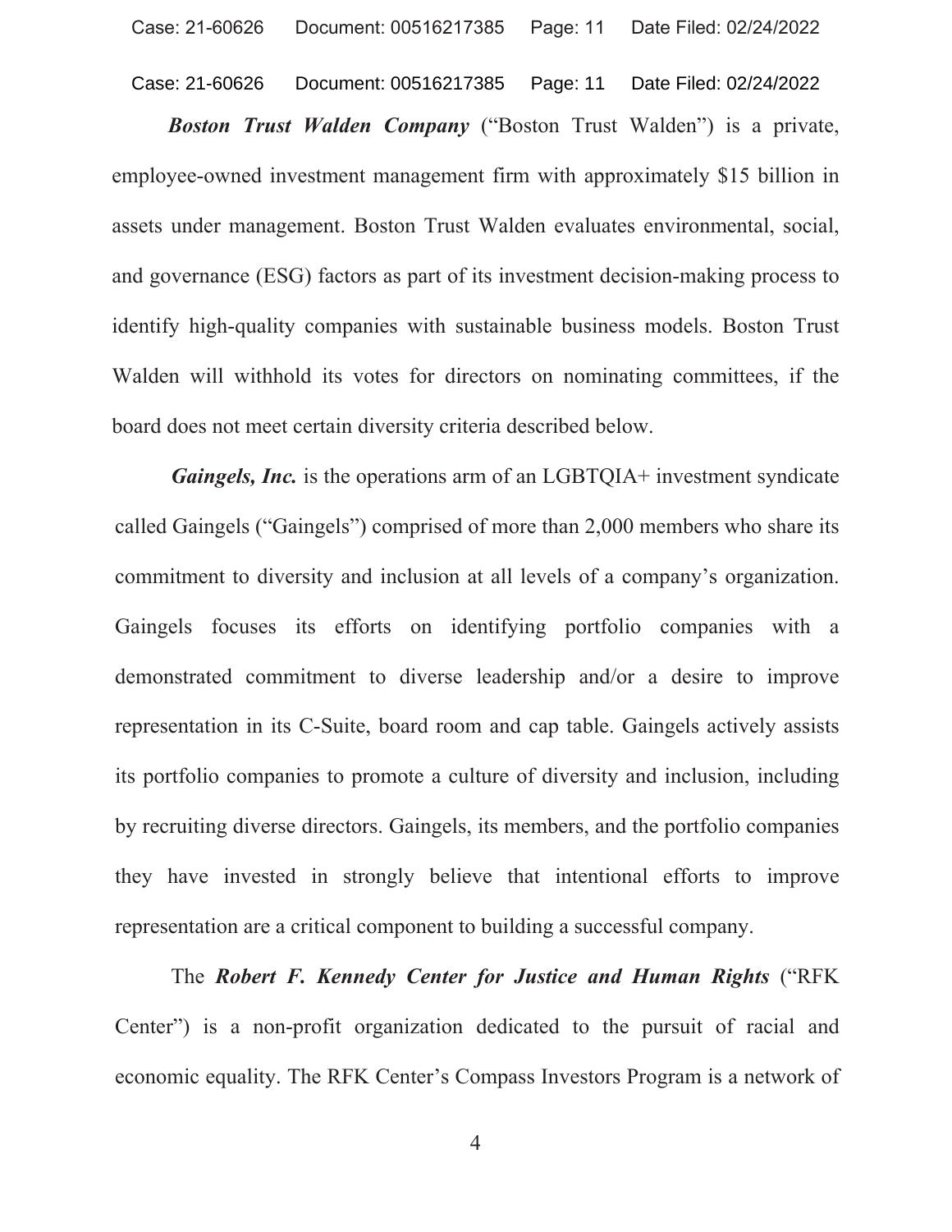***Boston Trust Walden Company*** ("Boston Trust Walden") is a private, employee-owned investment management firm with approximately $15 billion in assets under management. Boston Trust Walden evaluates environmental, social, and governance (ESG) factors as part of its investment decision-making process to identify high-quality companies with sustainable business models. Boston Trust Walden will withhold its votes for directors on nominating committees, if the board does not meet certain diversity criteria described below.

***Gaingels, Inc.*** is the operations arm of an LGBTQIA+ investment syndicate called Gaingels ("Gaingels") comprised of more than 2,000 members who share its commitment to diversity and inclusion at all levels of a company's organization. Gaingels focuses its efforts on identifying portfolio companies with a demonstrated commitment to diverse leadership and/or a desire to improve representation in its C-Suite, board room and cap table. Gaingels actively assists its portfolio companies to promote a culture of diversity and inclusion, including by recruiting diverse directors. Gaingels, its members, and the portfolio companies they have invested in strongly believe that intentional efforts to improve representation are a critical component to building a successful company.

The ***Robert F. Kennedy Center for Justice and Human Rights*** ("RFK Center") is a non-profit organization dedicated to the pursuit of racial and economic equality. The RFK Center's Compass Investors Program is a network of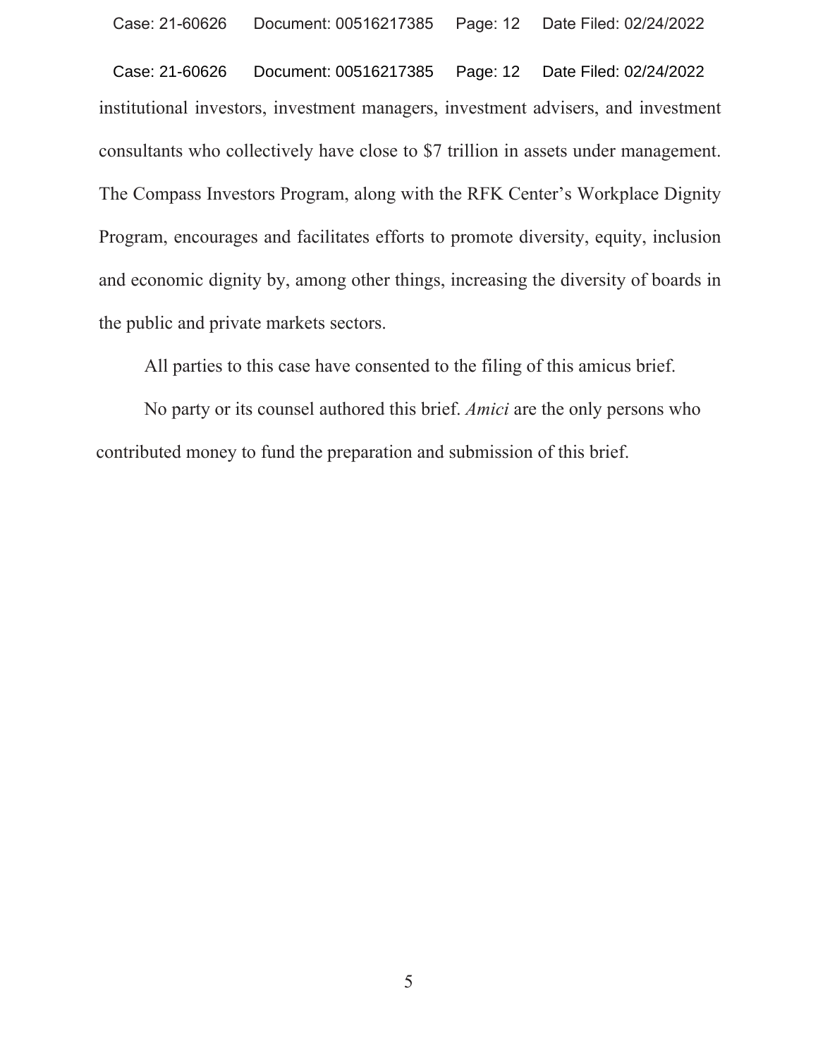institutional investors, investment managers, investment advisers, and investment consultants who collectively have close to $7 trillion in assets under management. The Compass Investors Program, along with the RFK Center's Workplace Dignity Program, encourages and facilitates efforts to promote diversity, equity, inclusion and economic dignity by, among other things, increasing the diversity of boards in the public and private markets sectors.

All parties to this case have consented to the filing of this amicus brief.

No party or its counsel authored this brief. *Amici* are the only persons who contributed money to fund the preparation and submission of this brief.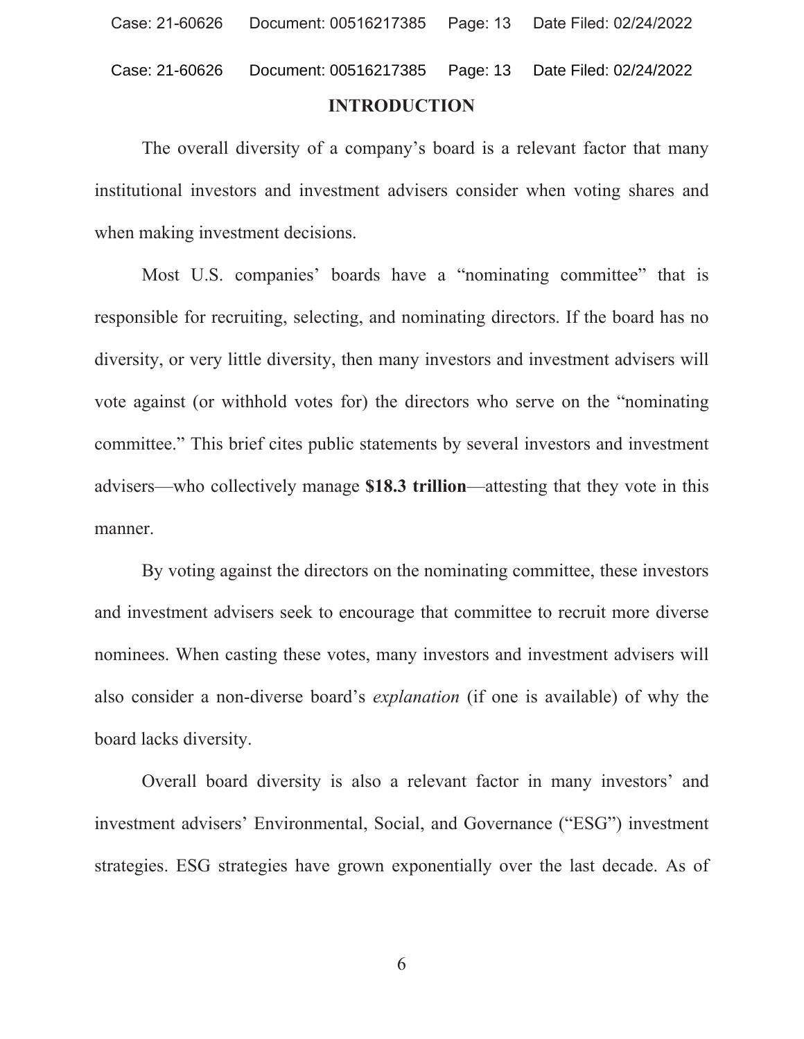## INTRODUCTION

The overall diversity of a company's board is a relevant factor that many institutional investors and investment advisers consider when voting shares and when making investment decisions.

Most U.S. companies' boards have a "nominating committee" that is responsible for recruiting, selecting, and nominating directors. If the board has no diversity, or very little diversity, then many investors and investment advisers will vote against (or withhold votes for) the directors who serve on the "nominating committee." This brief cites public statements by several investors and investment advisers—who collectively manage **$18.3 trillion**—attesting that they vote in this manner.

By voting against the directors on the nominating committee, these investors and investment advisers seek to encourage that committee to recruit more diverse nominees. When casting these votes, many investors and investment advisers will also consider a non-diverse board's *explanation* (if one is available) of why the board lacks diversity.

Overall board diversity is also a relevant factor in many investors' and investment advisers' Environmental, Social, and Governance ("ESG") investment strategies. ESG strategies have grown exponentially over the last decade. As of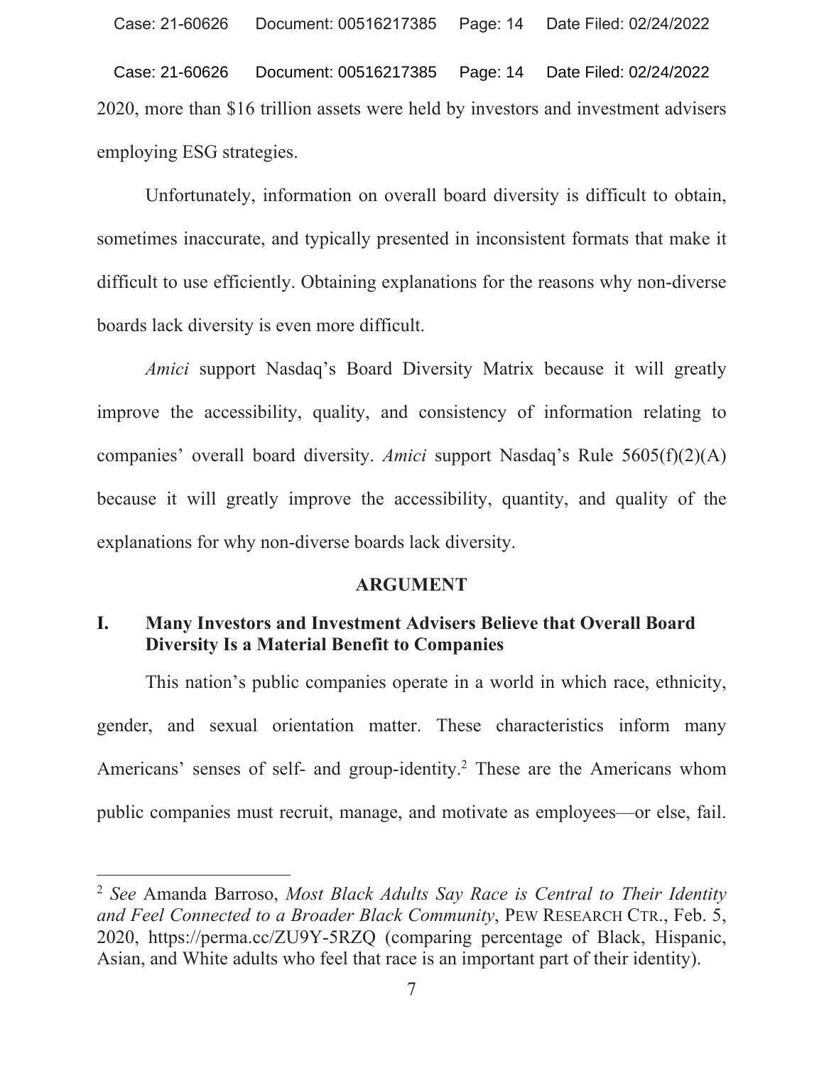2020, more than $16 trillion assets were held by investors and investment advisers employing ESG strategies.

Unfortunately, information on overall board diversity is difficult to obtain, sometimes inaccurate, and typically presented in inconsistent formats that make it difficult to use efficiently. Obtaining explanations for the reasons why non-diverse boards lack diversity is even more difficult.

*Amici* support Nasdaq's Board Diversity Matrix because it will greatly improve the accessibility, quality, and consistency of information relating to companies' overall board diversity. *Amici* support Nasdaq's Rule 5605(f)(2)(A) because it will greatly improve the accessibility, quantity, and quality of the explanations for why non-diverse boards lack diversity.

## ARGUMENT

### I. Many Investors and Investment Advisers Believe that Overall Board Diversity Is a Material Benefit to Companies

This nation's public companies operate in a world in which race, ethnicity, gender, and sexual orientation matter. These characteristics inform many Americans' senses of self- and group-identity.[2] These are the Americans whom public companies must recruit, manage, and motivate as employees—or else, fail.

---

[2] *See* Amanda Barroso, *Most Black Adults Say Race is Central to Their Identity and Feel Connected to a Broader Black Community*, PEW RESEARCH CTR., Feb. 5, 2020, https://perma.cc/ZU9Y-5RZQ (comparing percentage of Black, Hispanic, Asian, and White adults who feel that race is an important part of their identity).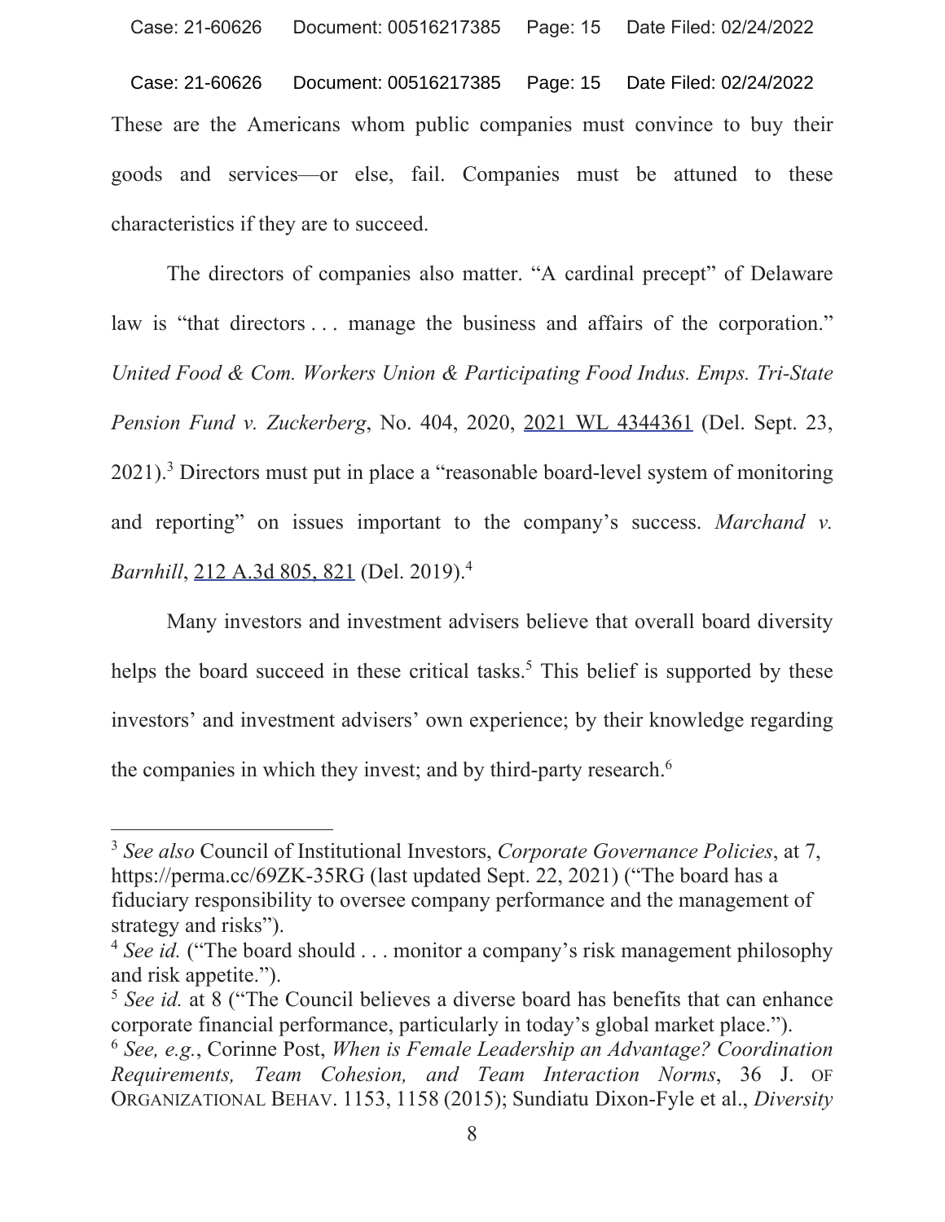These are the Americans whom public companies must convince to buy their goods and services—or else, fail. Companies must be attuned to these characteristics if they are to succeed.

The directors of companies also matter. "A cardinal precept" of Delaware law is "that directors . . . manage the business and affairs of the corporation." *United Food & Com. Workers Union & Participating Food Indus. Emps. Tri-State Pension Fund v. Zuckerberg*, No. 404, 2020, 2021 WL 4344361 (Del. Sept. 23, 2021).[3] Directors must put in place a "reasonable board-level system of monitoring and reporting" on issues important to the company's success. *Marchand v. Barnhill*, 212 A.3d 805, 821 (Del. 2019).[4]

Many investors and investment advisers believe that overall board diversity helps the board succeed in these critical tasks.[5] This belief is supported by these investors' and investment advisers' own experience; by their knowledge regarding the companies in which they invest; and by third-party research.[6]

---

[3] *See also* Council of Institutional Investors, *Corporate Governance Policies*, at 7, https://perma.cc/69ZK-35RG (last updated Sept. 22, 2021) ("The board has a fiduciary responsibility to oversee company performance and the management of strategy and risks").

[4] *See id.* ("The board should . . . monitor a company's risk management philosophy and risk appetite.").

[5] *See id.* at 8 ("The Council believes a diverse board has benefits that can enhance corporate financial performance, particularly in today's global market place.").

[6] *See, e.g.*, Corinne Post, *When is Female Leadership an Advantage? Coordination Requirements, Team Cohesion, and Team Interaction Norms*, 36 J. OF ORGANIZATIONAL BEHAV. 1153, 1158 (2015); Sundiatu Dixon-Fyle et al., *Diversity*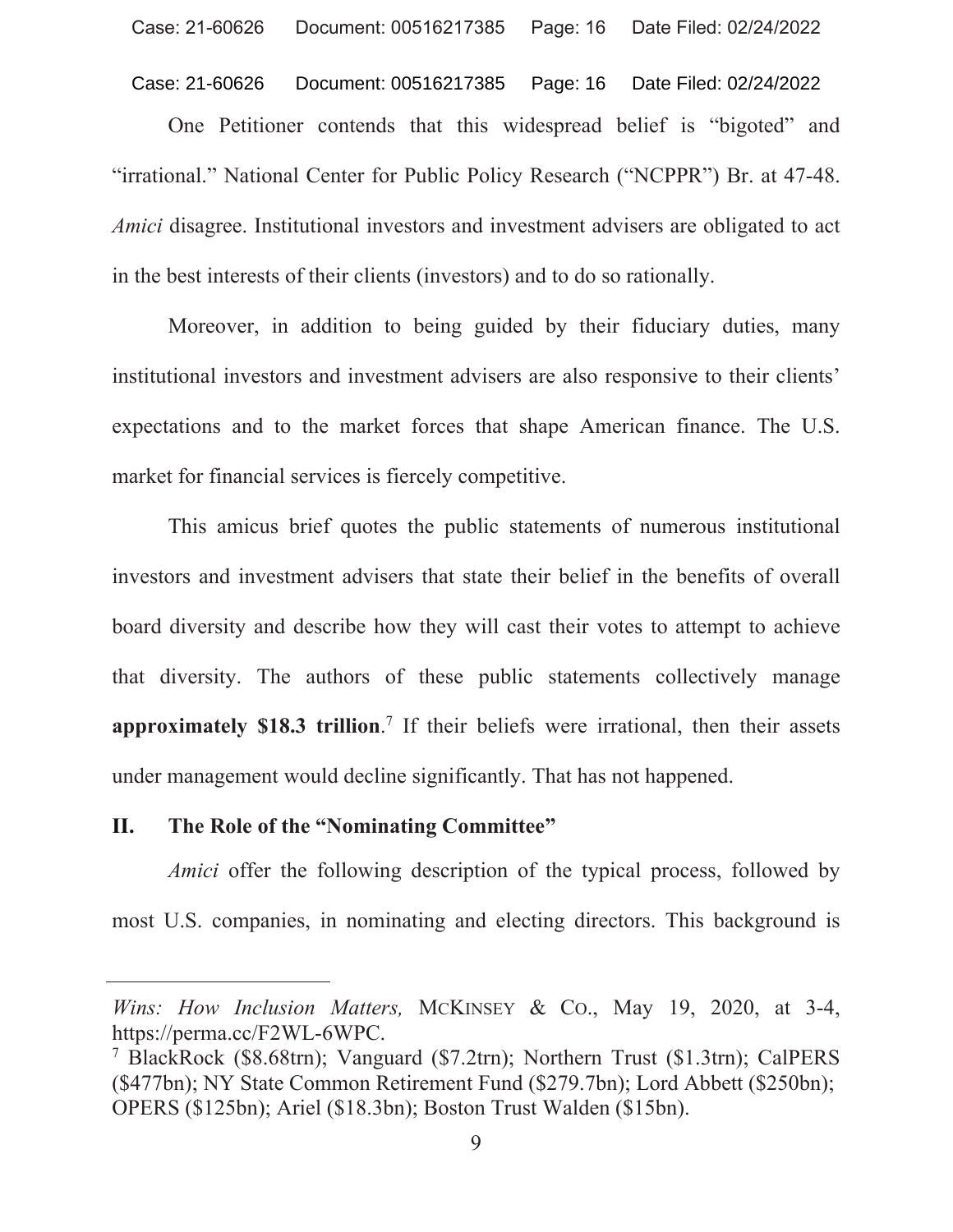One Petitioner contends that this widespread belief is "bigoted" and "irrational." National Center for Public Policy Research ("NCPPR") Br. at 47-48. *Amici* disagree. Institutional investors and investment advisers are obligated to act in the best interests of their clients (investors) and to do so rationally.

Moreover, in addition to being guided by their fiduciary duties, many institutional investors and investment advisers are also responsive to their clients' expectations and to the market forces that shape American finance. The U.S. market for financial services is fiercely competitive.

This amicus brief quotes the public statements of numerous institutional investors and investment advisers that state their belief in the benefits of overall board diversity and describe how they will cast their votes to attempt to achieve that diversity. The authors of these public statements collectively manage **approximately $18.3 trillion**.[7] If their beliefs were irrational, then their assets under management would decline significantly. That has not happened.

## II. The Role of the "Nominating Committee"

*Amici* offer the following description of the typical process, followed by most U.S. companies, in nominating and electing directors. This background is

---

*Wins: How Inclusion Matters,* McKinsey & Co., May 19, 2020, at 3-4, https://perma.cc/F2WL-6WPC.

[7] BlackRock ($8.68trn); Vanguard ($7.2trn); Northern Trust ($1.3trn); CalPERS ($477bn); NY State Common Retirement Fund ($279.7bn); Lord Abbett ($250bn); OPERS ($125bn); Ariel ($18.3bn); Boston Trust Walden ($15bn).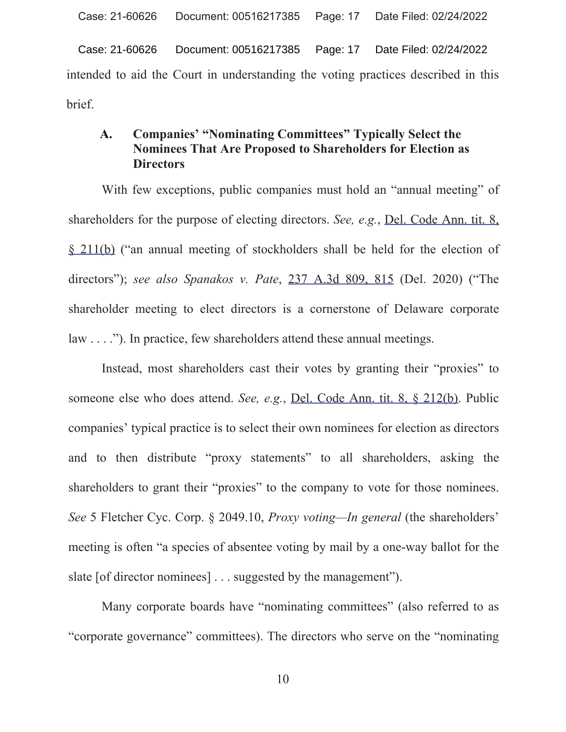intended to aid the Court in understanding the voting practices described in this brief.

### A. Companies' "Nominating Committees" Typically Select the Nominees That Are Proposed to Shareholders for Election as Directors

With few exceptions, public companies must hold an "annual meeting" of shareholders for the purpose of electing directors. *See, e.g.*, Del. Code Ann. tit. 8, § 211(b) ("an annual meeting of stockholders shall be held for the election of directors"); *see also Spanakos v. Pate*, 237 A.3d 809, 815 (Del. 2020) ("The shareholder meeting to elect directors is a cornerstone of Delaware corporate law . . . ."). In practice, few shareholders attend these annual meetings.

Instead, most shareholders cast their votes by granting their "proxies" to someone else who does attend. *See, e.g.*, Del. Code Ann. tit. 8, § 212(b). Public companies' typical practice is to select their own nominees for election as directors and to then distribute "proxy statements" to all shareholders, asking the shareholders to grant their "proxies" to the company to vote for those nominees. *See* 5 Fletcher Cyc. Corp. § 2049.10, *Proxy voting—In general* (the shareholders' meeting is often "a species of absentee voting by mail by a one-way ballot for the slate [of director nominees] . . . suggested by the management").

Many corporate boards have "nominating committees" (also referred to as "corporate governance" committees). The directors who serve on the "nominating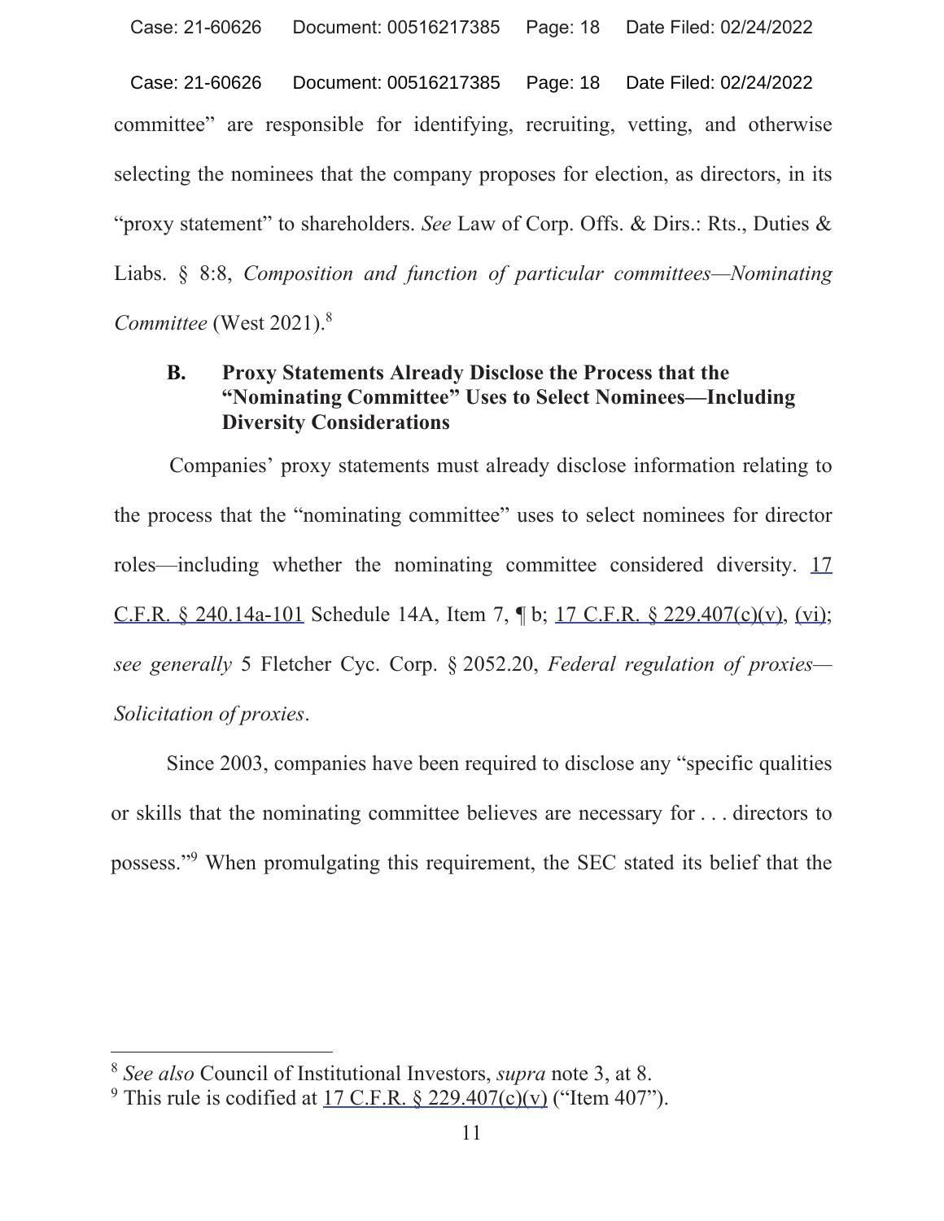committee" are responsible for identifying, recruiting, vetting, and otherwise selecting the nominees that the company proposes for election, as directors, in its "proxy statement" to shareholders. *See* Law of Corp. Offs. & Dirs.: Rts., Duties & Liabs. § 8:8, *Composition and function of particular committees—Nominating Committee* (West 2021).[8]

### B. Proxy Statements Already Disclose the Process that the "Nominating Committee" Uses to Select Nominees—Including Diversity Considerations

Companies' proxy statements must already disclose information relating to the process that the "nominating committee" uses to select nominees for director roles—including whether the nominating committee considered diversity. 17 C.F.R. § 240.14a-101 Schedule 14A, Item 7, ¶ b; 17 C.F.R. § 229.407(c)(v), (vi); *see generally* 5 Fletcher Cyc. Corp. § 2052.20, *Federal regulation of proxies—Solicitation of proxies*.

Since 2003, companies have been required to disclose any "specific qualities or skills that the nominating committee believes are necessary for . . . directors to possess."[9] When promulgating this requirement, the SEC stated its belief that the

---

[8] *See also* Council of Institutional Investors, *supra* note 3, at 8.

[9] This rule is codified at 17 C.F.R. § 229.407(c)(v) ("Item 407").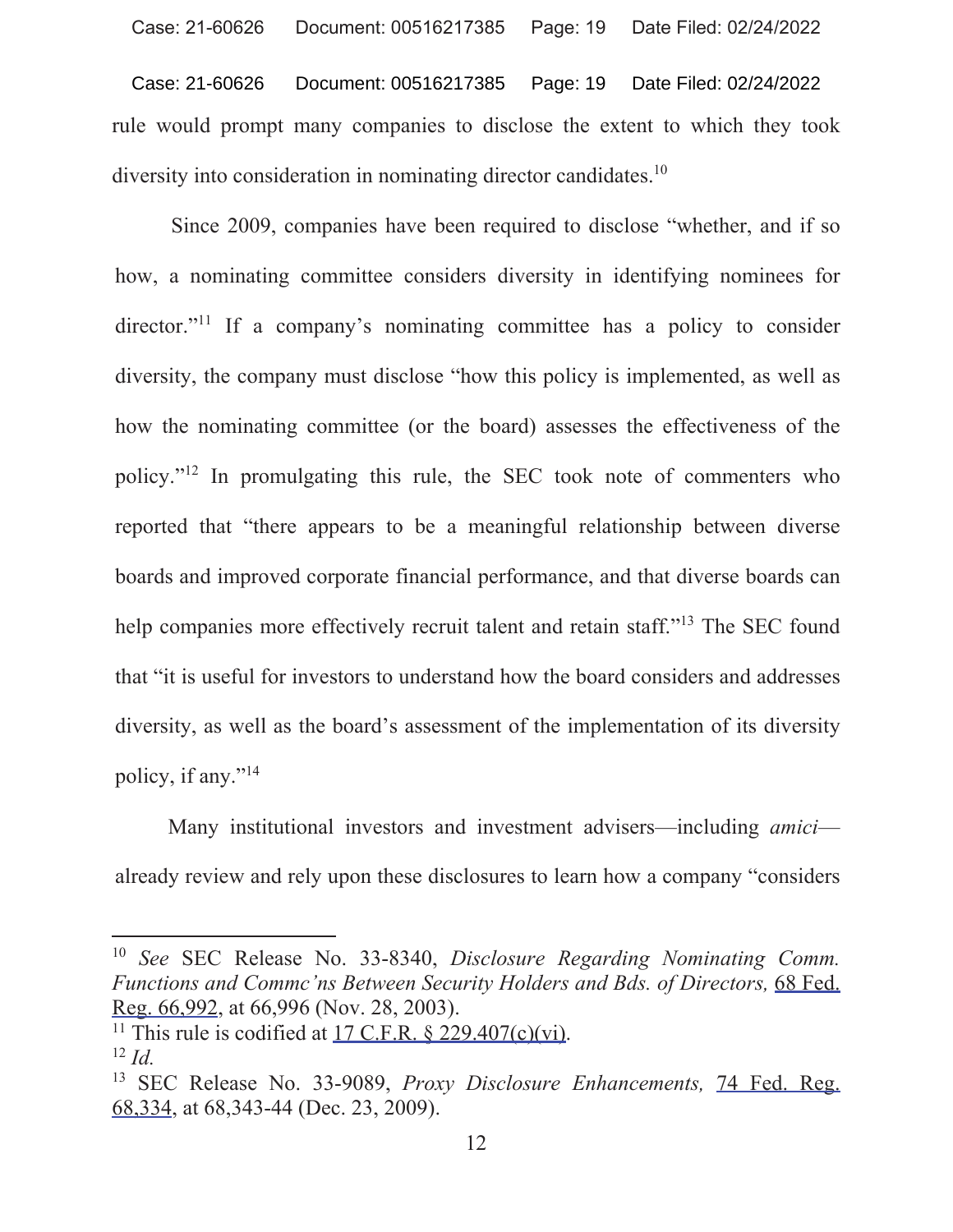rule would prompt many companies to disclose the extent to which they took diversity into consideration in nominating director candidates.[10]

Since 2009, companies have been required to disclose "whether, and if so how, a nominating committee considers diversity in identifying nominees for director."[11] If a company's nominating committee has a policy to consider diversity, the company must disclose "how this policy is implemented, as well as how the nominating committee (or the board) assesses the effectiveness of the policy."[12] In promulgating this rule, the SEC took note of commenters who reported that "there appears to be a meaningful relationship between diverse boards and improved corporate financial performance, and that diverse boards can help companies more effectively recruit talent and retain staff."[13] The SEC found that "it is useful for investors to understand how the board considers and addresses diversity, as well as the board's assessment of the implementation of its diversity policy, if any."[14]

Many institutional investors and investment advisers—including *amici*—already review and rely upon these disclosures to learn how a company "considers

---

[10] *See* SEC Release No. 33-8340, *Disclosure Regarding Nominating Comm. Functions and Commc'ns Between Security Holders and Bds. of Directors,* 68 Fed. Reg. 66,992, at 66,996 (Nov. 28, 2003).

[11] This rule is codified at 17 C.F.R. § 229.407(c)(vi).

[12] *Id.*

[13] SEC Release No. 33-9089, *Proxy Disclosure Enhancements,* 74 Fed. Reg. 68,334, at 68,343-44 (Dec. 23, 2009).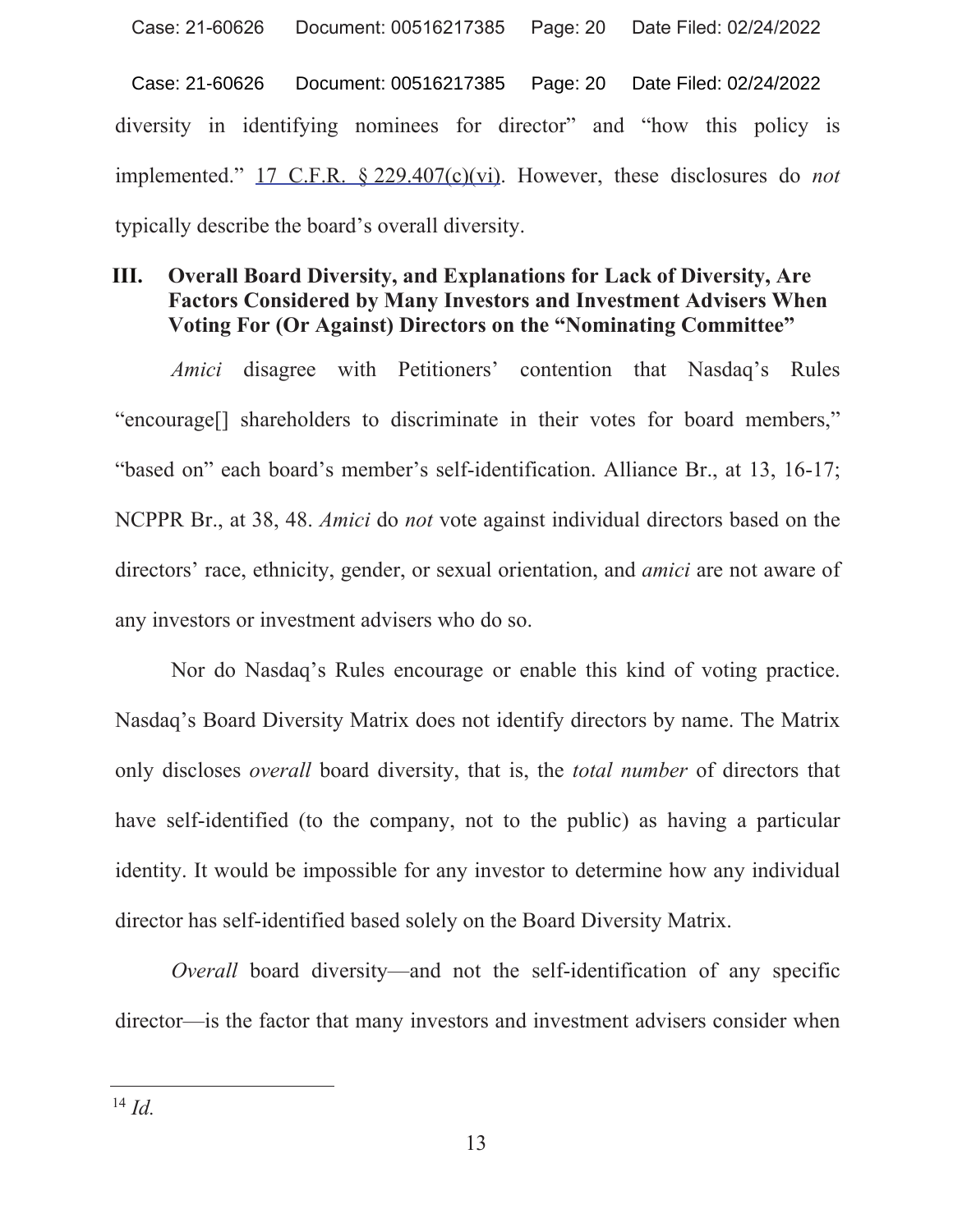diversity in identifying nominees for director" and "how this policy is implemented." 17 C.F.R. § 229.407(c)(vi). However, these disclosures do *not* typically describe the board's overall diversity.

## III. Overall Board Diversity, and Explanations for Lack of Diversity, Are Factors Considered by Many Investors and Investment Advisers When Voting For (Or Against) Directors on the "Nominating Committee"

*Amici* disagree with Petitioners' contention that Nasdaq's Rules "encourage[] shareholders to discriminate in their votes for board members," "based on" each board's member's self-identification. Alliance Br., at 13, 16-17; NCPPR Br., at 38, 48. *Amici* do *not* vote against individual directors based on the directors' race, ethnicity, gender, or sexual orientation, and *amici* are not aware of any investors or investment advisers who do so.

Nor do Nasdaq's Rules encourage or enable this kind of voting practice. Nasdaq's Board Diversity Matrix does not identify directors by name. The Matrix only discloses *overall* board diversity, that is, the *total number* of directors that have self-identified (to the company, not to the public) as having a particular identity. It would be impossible for any investor to determine how any individual director has self-identified based solely on the Board Diversity Matrix.

*Overall* board diversity—and not the self-identification of any specific director—is the factor that many investors and investment advisers consider when

[14] *Id.*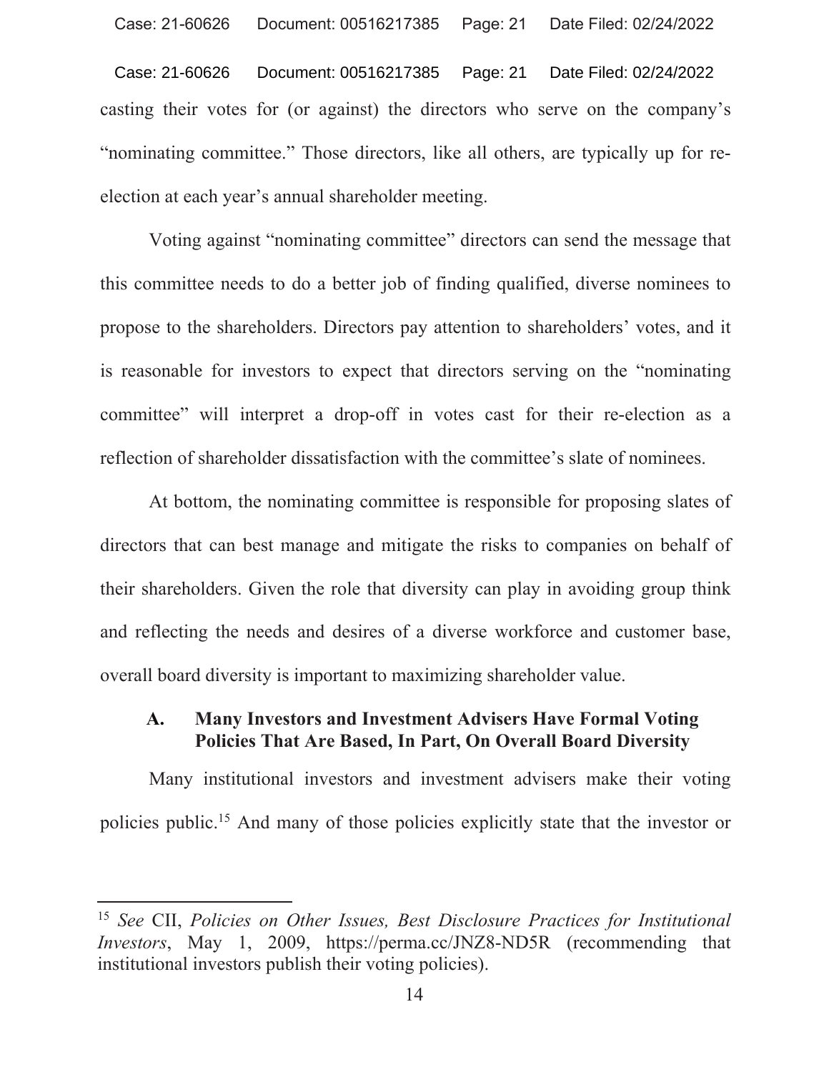casting their votes for (or against) the directors who serve on the company's "nominating committee." Those directors, like all others, are typically up for re-election at each year's annual shareholder meeting.

Voting against "nominating committee" directors can send the message that this committee needs to do a better job of finding qualified, diverse nominees to propose to the shareholders. Directors pay attention to shareholders' votes, and it is reasonable for investors to expect that directors serving on the "nominating committee" will interpret a drop-off in votes cast for their re-election as a reflection of shareholder dissatisfaction with the committee's slate of nominees.

At bottom, the nominating committee is responsible for proposing slates of directors that can best manage and mitigate the risks to companies on behalf of their shareholders. Given the role that diversity can play in avoiding group think and reflecting the needs and desires of a diverse workforce and customer base, overall board diversity is important to maximizing shareholder value.

### A. Many Investors and Investment Advisers Have Formal Voting Policies That Are Based, In Part, On Overall Board Diversity

Many institutional investors and investment advisers make their voting policies public.[15] And many of those policies explicitly state that the investor or

---

[15] *See* CII, *Policies on Other Issues, Best Disclosure Practices for Institutional Investors*, May 1, 2009, https://perma.cc/JNZ8-ND5R (recommending that institutional investors publish their voting policies).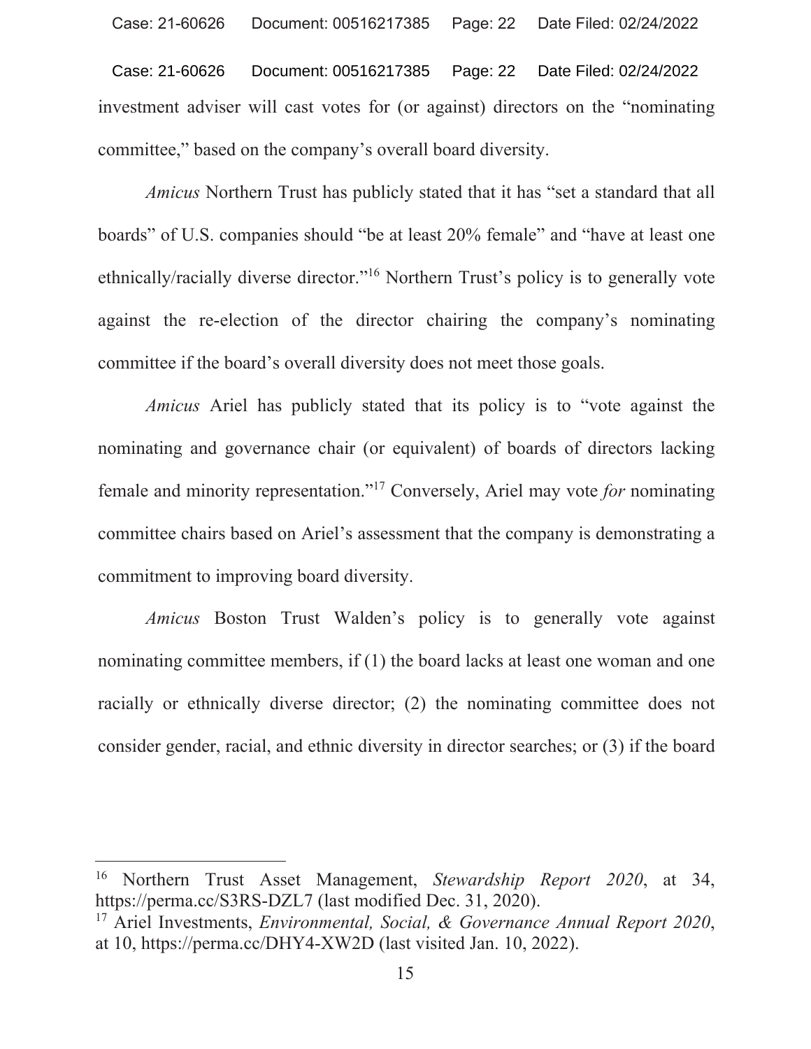investment adviser will cast votes for (or against) directors on the "nominating committee," based on the company's overall board diversity.

*Amicus* Northern Trust has publicly stated that it has "set a standard that all boards" of U.S. companies should "be at least 20% female" and "have at least one ethnically/racially diverse director."[16] Northern Trust's policy is to generally vote against the re-election of the director chairing the company's nominating committee if the board's overall diversity does not meet those goals.

*Amicus* Ariel has publicly stated that its policy is to "vote against the nominating and governance chair (or equivalent) of boards of directors lacking female and minority representation."[17] Conversely, Ariel may vote *for* nominating committee chairs based on Ariel's assessment that the company is demonstrating a commitment to improving board diversity.

*Amicus* Boston Trust Walden's policy is to generally vote against nominating committee members, if (1) the board lacks at least one woman and one racially or ethnically diverse director; (2) the nominating committee does not consider gender, racial, and ethnic diversity in director searches; or (3) if the board

---

[16] Northern Trust Asset Management, *Stewardship Report 2020*, at 34, https://perma.cc/S3RS-DZL7 (last modified Dec. 31, 2020).

[17] Ariel Investments, *Environmental, Social, & Governance Annual Report 2020*, at 10, https://perma.cc/DHY4-XW2D (last visited Jan. 10, 2022).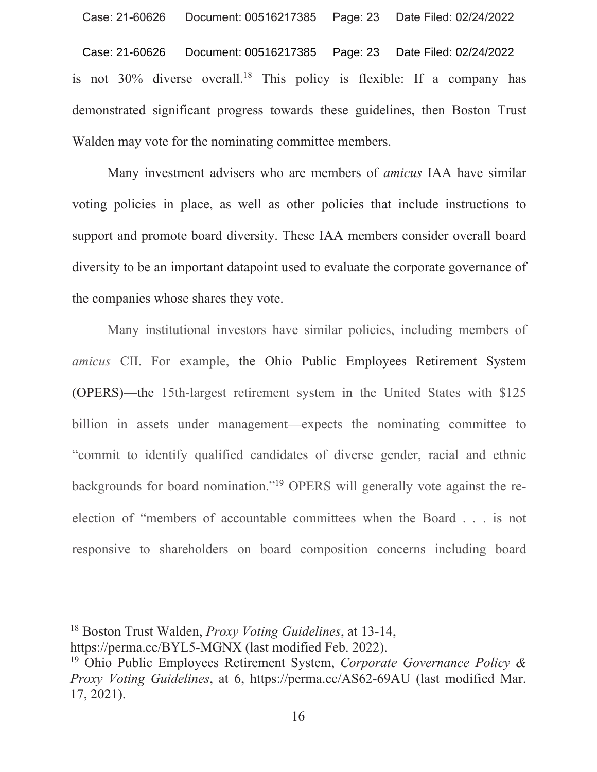is not 30% diverse overall.[18] This policy is flexible: If a company has demonstrated significant progress towards these guidelines, then Boston Trust Walden may vote for the nominating committee members.

Many investment advisers who are members of *amicus* IAA have similar voting policies in place, as well as other policies that include instructions to support and promote board diversity. These IAA members consider overall board diversity to be an important datapoint used to evaluate the corporate governance of the companies whose shares they vote.

Many institutional investors have similar policies, including members of *amicus* CII. For example, the Ohio Public Employees Retirement System (OPERS)—the 15th-largest retirement system in the United States with $125 billion in assets under management—expects the nominating committee to "commit to identify qualified candidates of diverse gender, racial and ethnic backgrounds for board nomination."[19] OPERS will generally vote against the re-election of "members of accountable committees when the Board . . . is not responsive to shareholders on board composition concerns including board

---

[18] Boston Trust Walden, *Proxy Voting Guidelines*, at 13-14, https://perma.cc/BYL5-MGNX (last modified Feb. 2022).

[19] Ohio Public Employees Retirement System, *Corporate Governance Policy & Proxy Voting Guidelines*, at 6, https://perma.cc/AS62-69AU (last modified Mar. 17, 2021).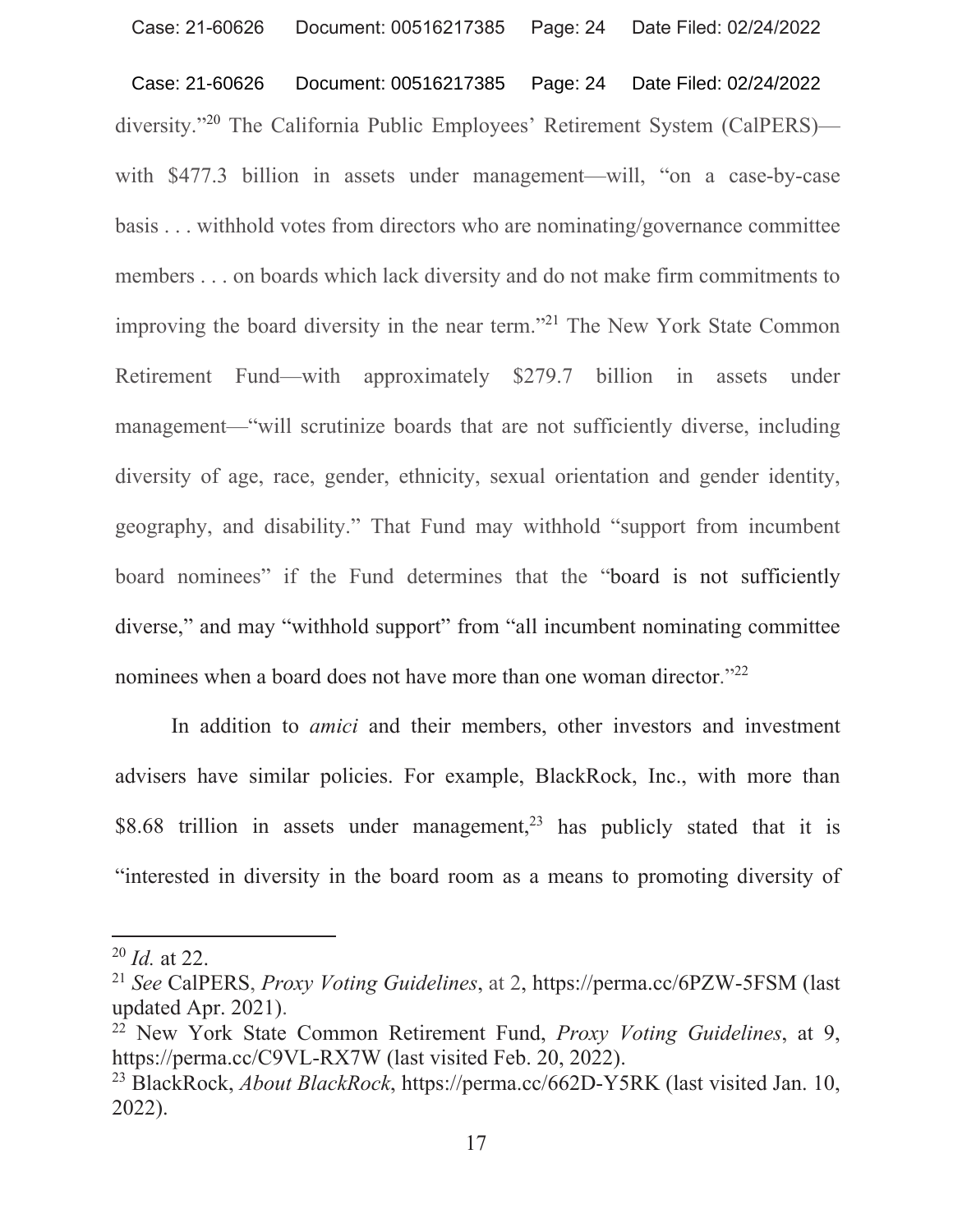diversity."[20] The California Public Employees' Retirement System (CalPERS)—with $477.3 billion in assets under management—will, "on a case-by-case basis . . . withhold votes from directors who are nominating/governance committee members . . . on boards which lack diversity and do not make firm commitments to improving the board diversity in the near term."[21] The New York State Common Retirement Fund—with approximately $279.7 billion in assets under management—"will scrutinize boards that are not sufficiently diverse, including diversity of age, race, gender, ethnicity, sexual orientation and gender identity, geography, and disability." That Fund may withhold "support from incumbent board nominees" if the Fund determines that the "board is not sufficiently diverse," and may "withhold support" from "all incumbent nominating committee nominees when a board does not have more than one woman director."[22]

In addition to *amici* and their members, other investors and investment advisers have similar policies. For example, BlackRock, Inc., with more than $8.68 trillion in assets under management,[23] has publicly stated that it is "interested in diversity in the board room as a means to promoting diversity of

---

[20] *Id.* at 22.

[21] *See* CalPERS, *Proxy Voting Guidelines*, at 2, https://perma.cc/6PZW-5FSM (last updated Apr. 2021).

[22] New York State Common Retirement Fund, *Proxy Voting Guidelines*, at 9, https://perma.cc/C9VL-RX7W (last visited Feb. 20, 2022).

[23] BlackRock, *About BlackRock*, https://perma.cc/662D-Y5RK (last visited Jan. 10, 2022).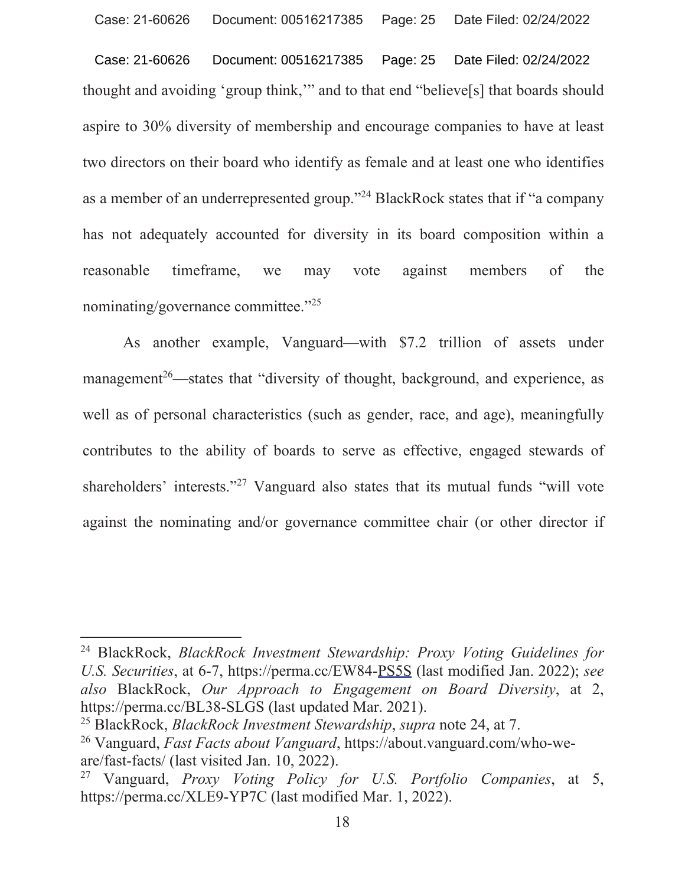thought and avoiding 'group think,'" and to that end "believe[s] that boards should aspire to 30% diversity of membership and encourage companies to have at least two directors on their board who identify as female and at least one who identifies as a member of an underrepresented group."[24] BlackRock states that if "a company has not adequately accounted for diversity in its board composition within a reasonable timeframe, we may vote against members of the nominating/governance committee."[25]

As another example, Vanguard—with $7.2 trillion of assets under management[26]—states that "diversity of thought, background, and experience, as well as of personal characteristics (such as gender, race, and age), meaningfully contributes to the ability of boards to serve as effective, engaged stewards of shareholders' interests."[27] Vanguard also states that its mutual funds "will vote against the nominating and/or governance committee chair (or other director if

---

[24] BlackRock, *BlackRock Investment Stewardship: Proxy Voting Guidelines for U.S. Securities*, at 6-7, https://perma.cc/EW84-PS5S (last modified Jan. 2022); *see also* BlackRock, *Our Approach to Engagement on Board Diversity*, at 2, https://perma.cc/BL38-SLGS (last updated Mar. 2021).

[25] BlackRock, *BlackRock Investment Stewardship*, *supra* note 24, at 7.

[26] Vanguard, *Fast Facts about Vanguard*, https://about.vanguard.com/who-we-are/fast-facts/ (last visited Jan. 10, 2022).

[27] Vanguard, *Proxy Voting Policy for U.S. Portfolio Companies*, at 5, https://perma.cc/XLE9-YP7C (last modified Mar. 1, 2022).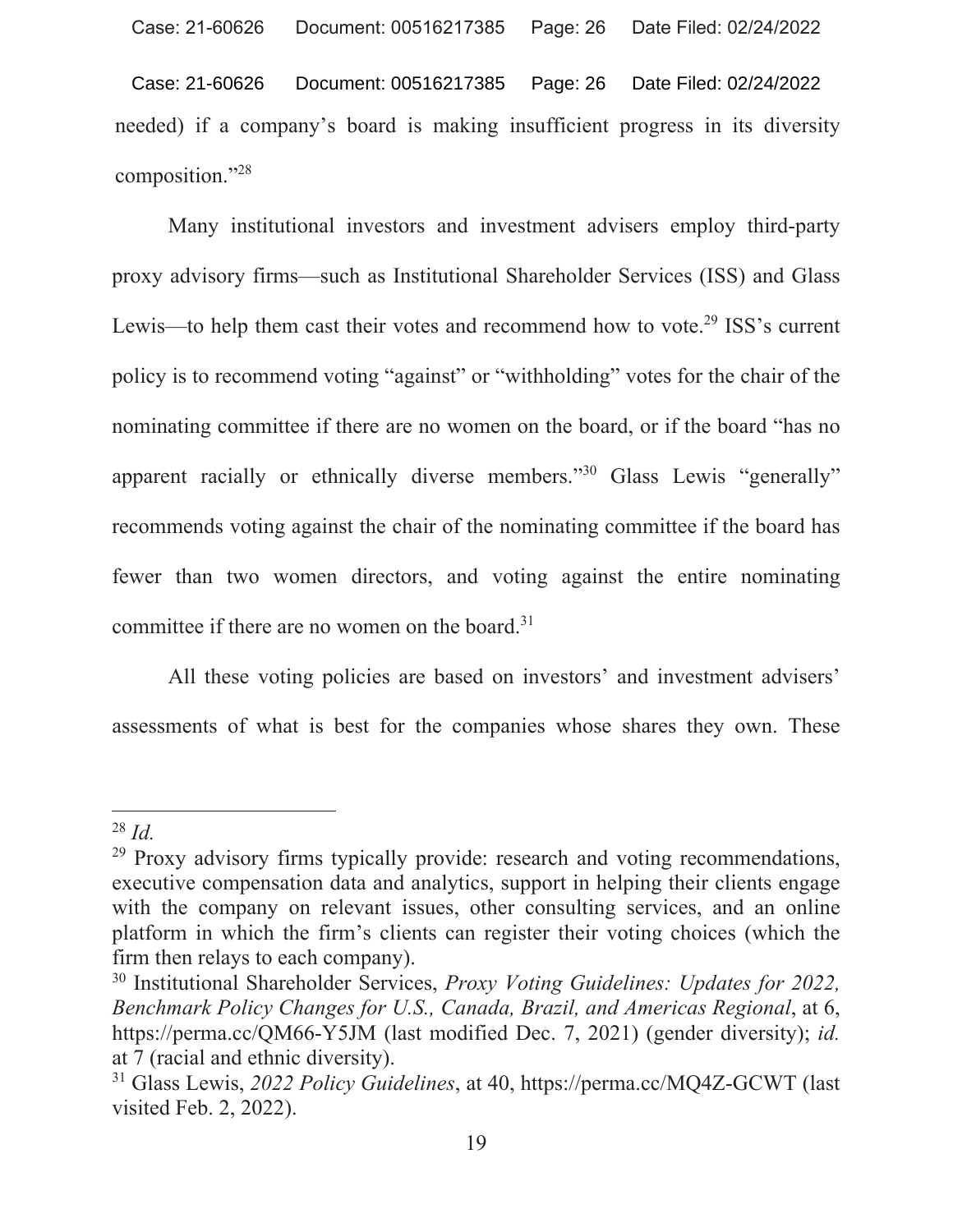needed) if a company's board is making insufficient progress in its diversity composition."[28]

Many institutional investors and investment advisers employ third-party proxy advisory firms—such as Institutional Shareholder Services (ISS) and Glass Lewis—to help them cast their votes and recommend how to vote.[29] ISS's current policy is to recommend voting "against" or "withholding" votes for the chair of the nominating committee if there are no women on the board, or if the board "has no apparent racially or ethnically diverse members."[30] Glass Lewis "generally" recommends voting against the chair of the nominating committee if the board has fewer than two women directors, and voting against the entire nominating committee if there are no women on the board.[31]

All these voting policies are based on investors' and investment advisers' assessments of what is best for the companies whose shares they own. These

---

[28] *Id.*

[29] Proxy advisory firms typically provide: research and voting recommendations, executive compensation data and analytics, support in helping their clients engage with the company on relevant issues, other consulting services, and an online platform in which the firm's clients can register their voting choices (which the firm then relays to each company).

[30] Institutional Shareholder Services, *Proxy Voting Guidelines: Updates for 2022, Benchmark Policy Changes for U.S., Canada, Brazil, and Americas Regional*, at 6, https://perma.cc/QM66-Y5JM (last modified Dec. 7, 2021) (gender diversity); *id.* at 7 (racial and ethnic diversity).

[31] Glass Lewis, *2022 Policy Guidelines*, at 40, https://perma.cc/MQ4Z-GCWT (last visited Feb. 2, 2022).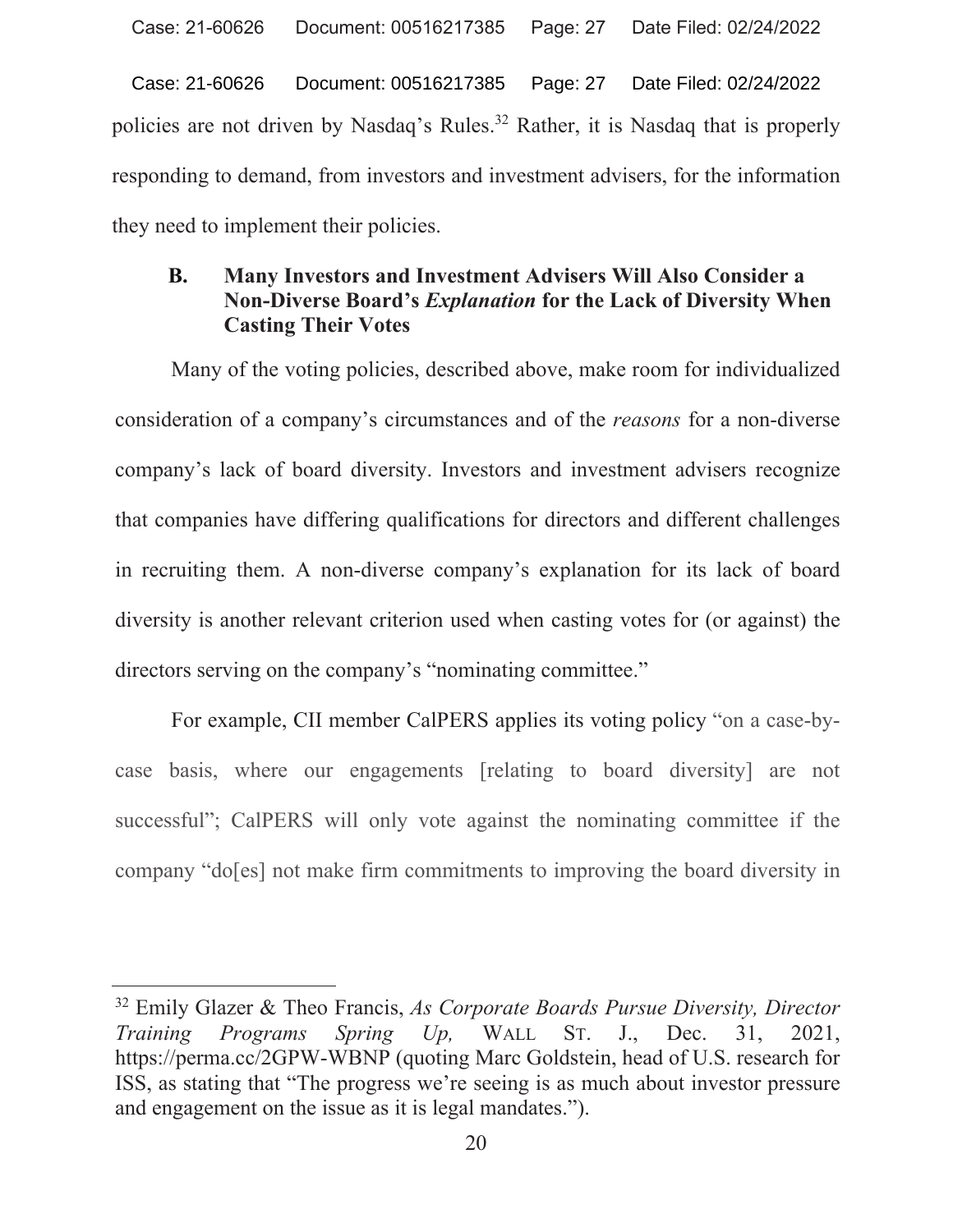policies are not driven by Nasdaq's Rules.[32] Rather, it is Nasdaq that is properly responding to demand, from investors and investment advisers, for the information they need to implement their policies.

### B. Many Investors and Investment Advisers Will Also Consider a Non-Diverse Board's *Explanation* for the Lack of Diversity When Casting Their Votes

Many of the voting policies, described above, make room for individualized consideration of a company's circumstances and of the *reasons* for a non-diverse company's lack of board diversity. Investors and investment advisers recognize that companies have differing qualifications for directors and different challenges in recruiting them. A non-diverse company's explanation for its lack of board diversity is another relevant criterion used when casting votes for (or against) the directors serving on the company's "nominating committee."

For example, CII member CalPERS applies its voting policy "on a case-by-case basis, where our engagements [relating to board diversity] are not successful"; CalPERS will only vote against the nominating committee if the company "do[es] not make firm commitments to improving the board diversity in

---

[32] Emily Glazer & Theo Francis, *As Corporate Boards Pursue Diversity, Director Training Programs Spring Up,* WALL ST. J., Dec. 31, 2021, https://perma.cc/2GPW-WBNP (quoting Marc Goldstein, head of U.S. research for ISS, as stating that "The progress we're seeing is as much about investor pressure and engagement on the issue as it is legal mandates.").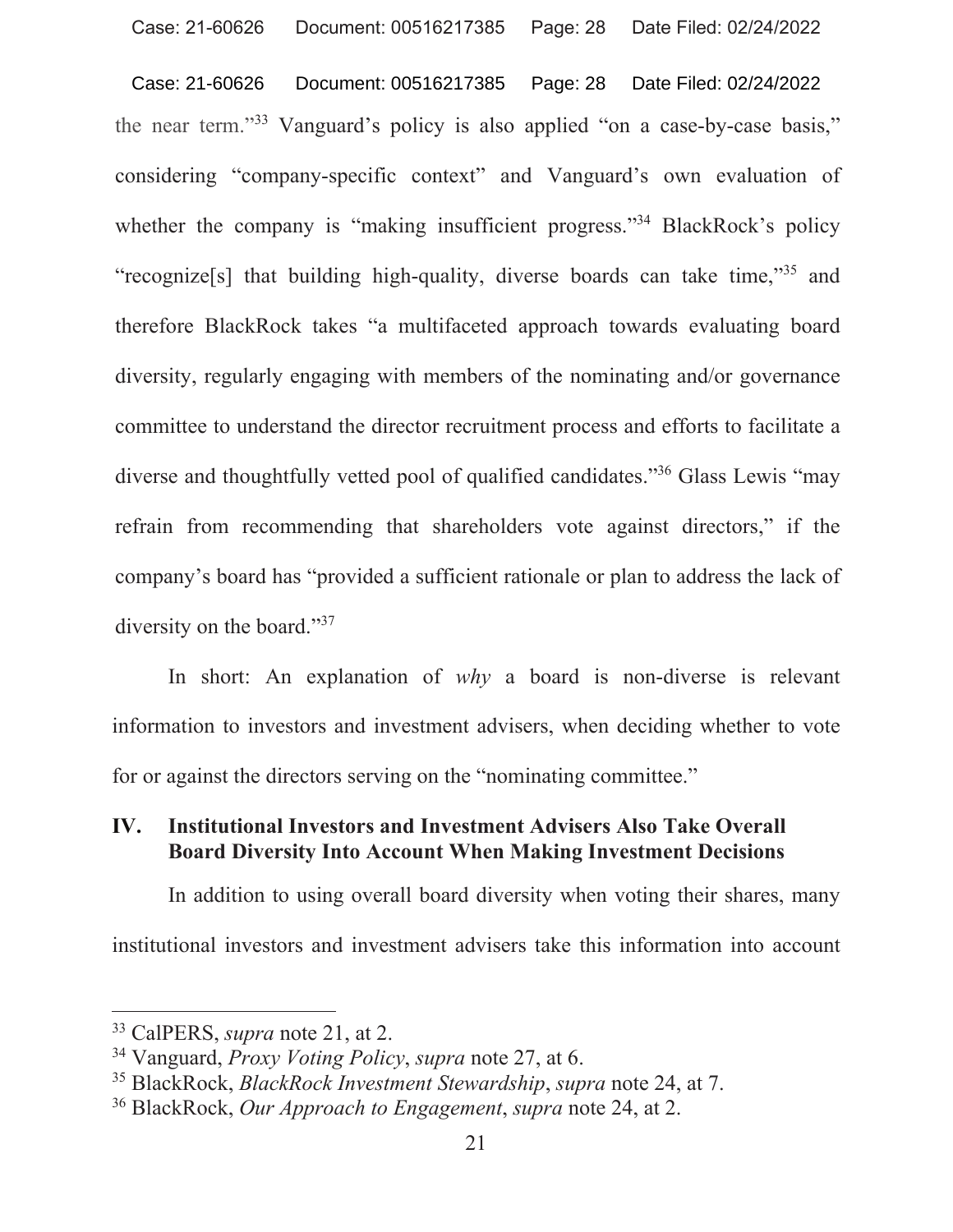the near term."[33] Vanguard's policy is also applied "on a case-by-case basis," considering "company-specific context" and Vanguard's own evaluation of whether the company is "making insufficient progress."[34] BlackRock's policy "recognize[s] that building high-quality, diverse boards can take time,"[35] and therefore BlackRock takes "a multifaceted approach towards evaluating board diversity, regularly engaging with members of the nominating and/or governance committee to understand the director recruitment process and efforts to facilitate a diverse and thoughtfully vetted pool of qualified candidates."[36] Glass Lewis "may refrain from recommending that shareholders vote against directors," if the company's board has "provided a sufficient rationale or plan to address the lack of diversity on the board."[37]

In short: An explanation of *why* a board is non-diverse is relevant information to investors and investment advisers, when deciding whether to vote for or against the directors serving on the "nominating committee."

## IV. Institutional Investors and Investment Advisers Also Take Overall Board Diversity Into Account When Making Investment Decisions

In addition to using overall board diversity when voting their shares, many institutional investors and investment advisers take this information into account

---

[33] CalPERS, *supra* note 21, at 2.

[34] Vanguard, *Proxy Voting Policy*, *supra* note 27, at 6.

[35] BlackRock, *BlackRock Investment Stewardship*, *supra* note 24, at 7.

[36] BlackRock, *Our Approach to Engagement*, *supra* note 24, at 2.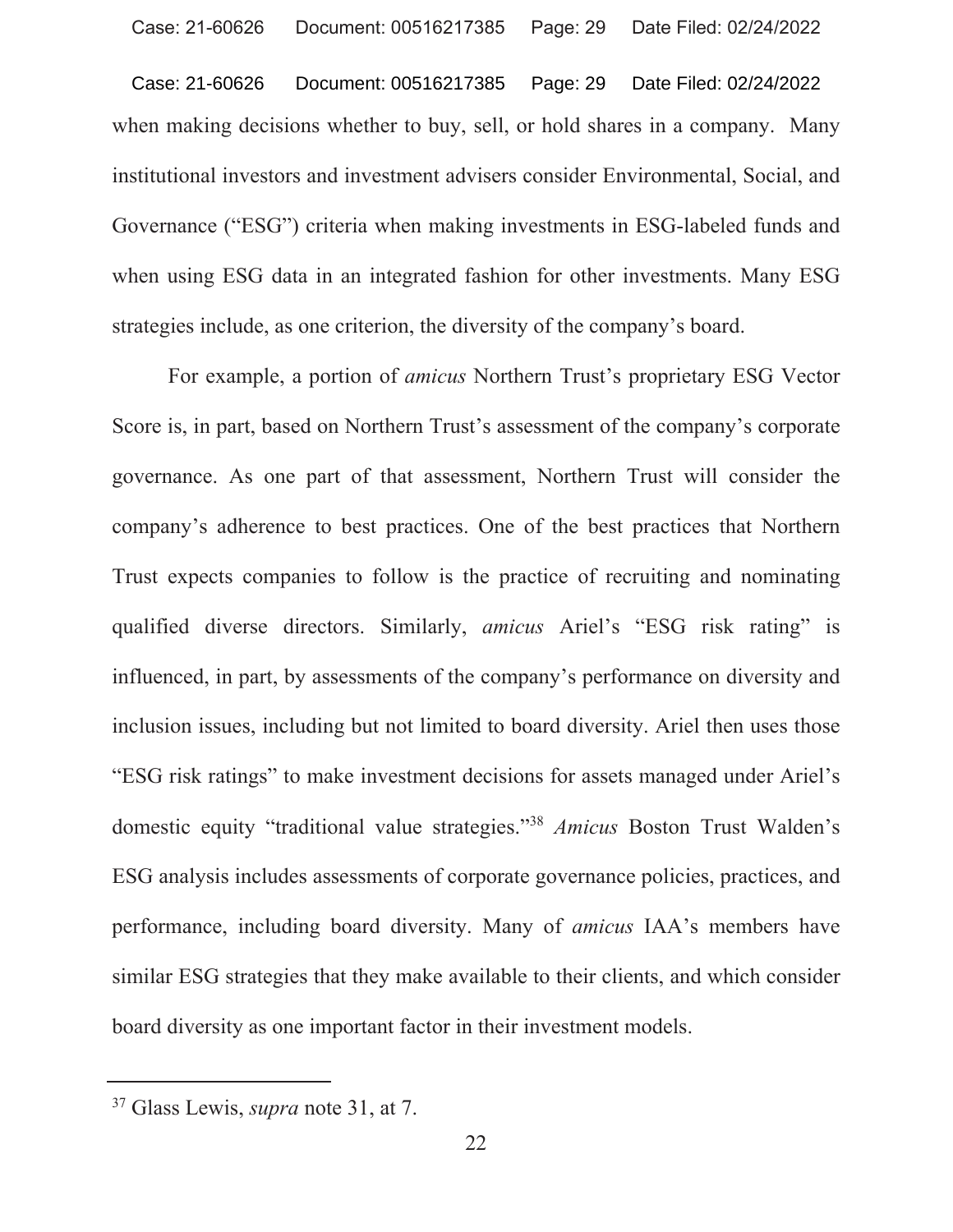when making decisions whether to buy, sell, or hold shares in a company. Many institutional investors and investment advisers consider Environmental, Social, and Governance ("ESG") criteria when making investments in ESG-labeled funds and when using ESG data in an integrated fashion for other investments. Many ESG strategies include, as one criterion, the diversity of the company's board.

For example, a portion of *amicus* Northern Trust's proprietary ESG Vector Score is, in part, based on Northern Trust's assessment of the company's corporate governance. As one part of that assessment, Northern Trust will consider the company's adherence to best practices. One of the best practices that Northern Trust expects companies to follow is the practice of recruiting and nominating qualified diverse directors. Similarly, *amicus* Ariel's "ESG risk rating" is influenced, in part, by assessments of the company's performance on diversity and inclusion issues, including but not limited to board diversity. Ariel then uses those "ESG risk ratings" to make investment decisions for assets managed under Ariel's domestic equity "traditional value strategies."[38] *Amicus* Boston Trust Walden's ESG analysis includes assessments of corporate governance policies, practices, and performance, including board diversity. Many of *amicus* IAA's members have similar ESG strategies that they make available to their clients, and which consider board diversity as one important factor in their investment models.

---

[37] Glass Lewis, *supra* note 31, at 7.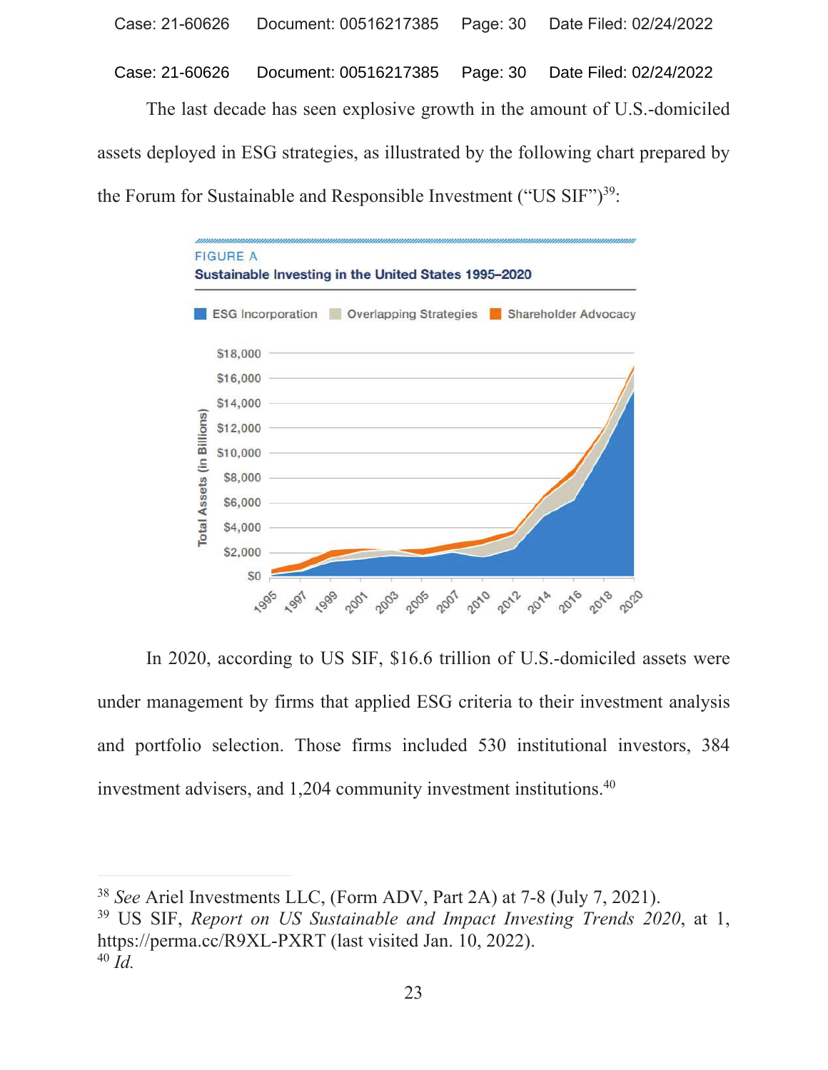The last decade has seen explosive growth in the amount of U.S.-domiciled assets deployed in ESG strategies, as illustrated by the following chart prepared by the Forum for Sustainable and Responsible Investment ("US SIF")[39]:

FIGURE A

**Sustainable Investing in the United States 1995–2020**

In 2020, according to US SIF, $16.6 trillion of U.S.-domiciled assets were under management by firms that applied ESG criteria to their investment analysis and portfolio selection. Those firms included 530 institutional investors, 384 investment advisers, and 1,204 community investment institutions.[40]

---

[38] *See* Ariel Investments LLC, (Form ADV, Part 2A) at 7-8 (July 7, 2021).

[39] US SIF, *Report on US Sustainable and Impact Investing Trends 2020*, at 1, https://perma.cc/R9XL-PXRT (last visited Jan. 10, 2022).

[40] *Id.*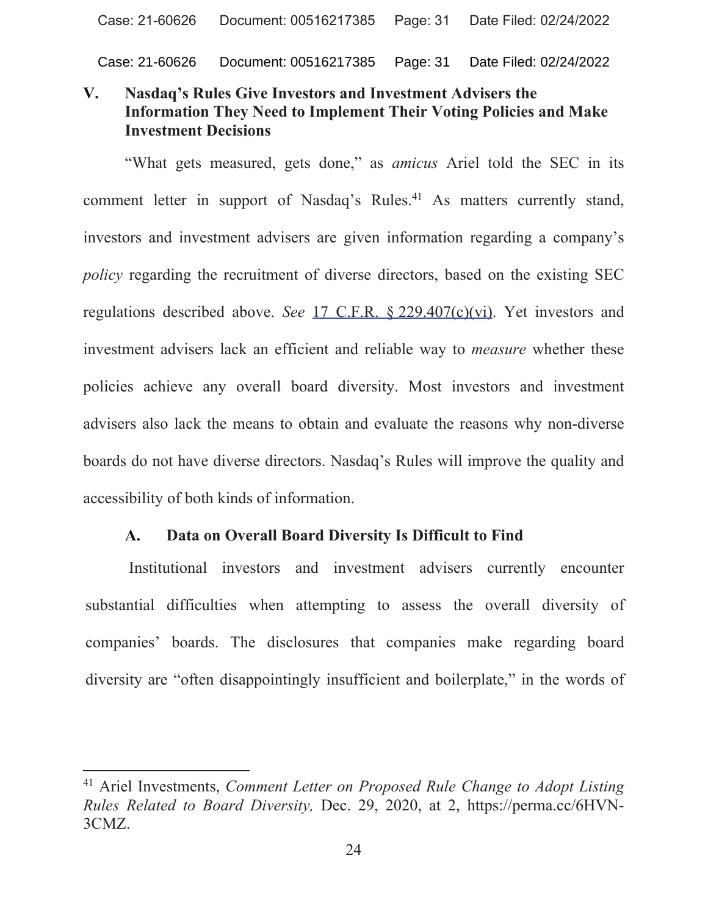## V. Nasdaq's Rules Give Investors and Investment Advisers the Information They Need to Implement Their Voting Policies and Make Investment Decisions

"What gets measured, gets done," as *amicus* Ariel told the SEC in its comment letter in support of Nasdaq's Rules.[41] As matters currently stand, investors and investment advisers are given information regarding a company's *policy* regarding the recruitment of diverse directors, based on the existing SEC regulations described above. *See* 17 C.F.R. § 229.407(c)(vi). Yet investors and investment advisers lack an efficient and reliable way to *measure* whether these policies achieve any overall board diversity. Most investors and investment advisers also lack the means to obtain and evaluate the reasons why non-diverse boards do not have diverse directors. Nasdaq's Rules will improve the quality and accessibility of both kinds of information.

### A. Data on Overall Board Diversity Is Difficult to Find

Institutional investors and investment advisers currently encounter substantial difficulties when attempting to assess the overall diversity of companies' boards. The disclosures that companies make regarding board diversity are "often disappointingly insufficient and boilerplate," in the words of

---

[41] Ariel Investments, *Comment Letter on Proposed Rule Change to Adopt Listing Rules Related to Board Diversity,* Dec. 29, 2020, at 2, https://perma.cc/6HVN-3CMZ.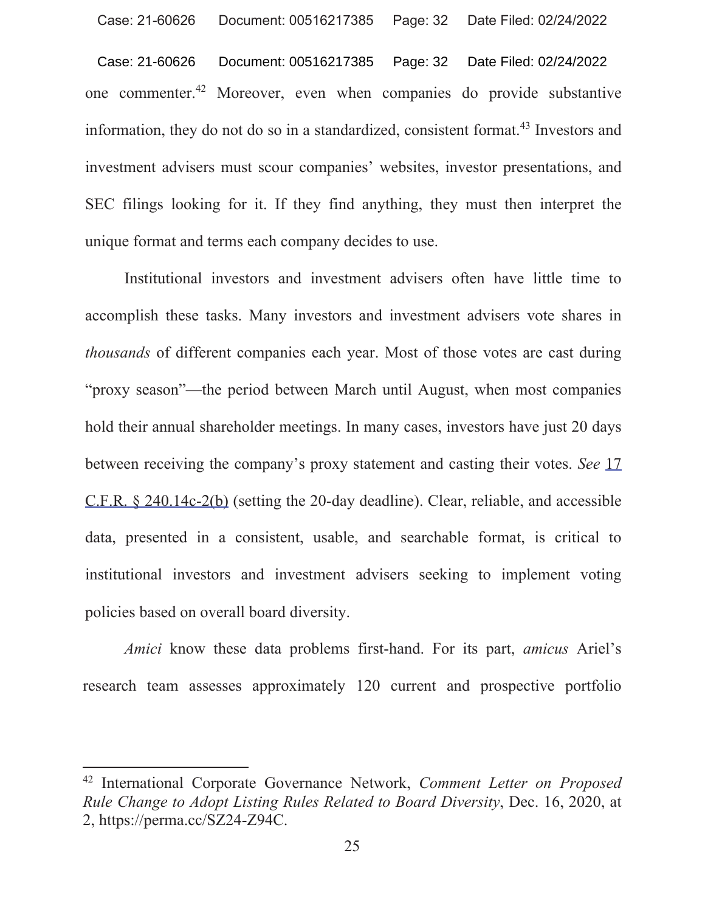one commenter.[42] Moreover, even when companies do provide substantive information, they do not do so in a standardized, consistent format.[43] Investors and investment advisers must scour companies' websites, investor presentations, and SEC filings looking for it. If they find anything, they must then interpret the unique format and terms each company decides to use.

Institutional investors and investment advisers often have little time to accomplish these tasks. Many investors and investment advisers vote shares in *thousands* of different companies each year. Most of those votes are cast during "proxy season"—the period between March until August, when most companies hold their annual shareholder meetings. In many cases, investors have just 20 days between receiving the company's proxy statement and casting their votes. *See* 17 C.F.R. § 240.14c-2(b) (setting the 20-day deadline). Clear, reliable, and accessible data, presented in a consistent, usable, and searchable format, is critical to institutional investors and investment advisers seeking to implement voting policies based on overall board diversity.

*Amici* know these data problems first-hand. For its part, *amicus* Ariel's research team assesses approximately 120 current and prospective portfolio

---

[42] International Corporate Governance Network, *Comment Letter on Proposed Rule Change to Adopt Listing Rules Related to Board Diversity*, Dec. 16, 2020, at 2, https://perma.cc/SZ24-Z94C.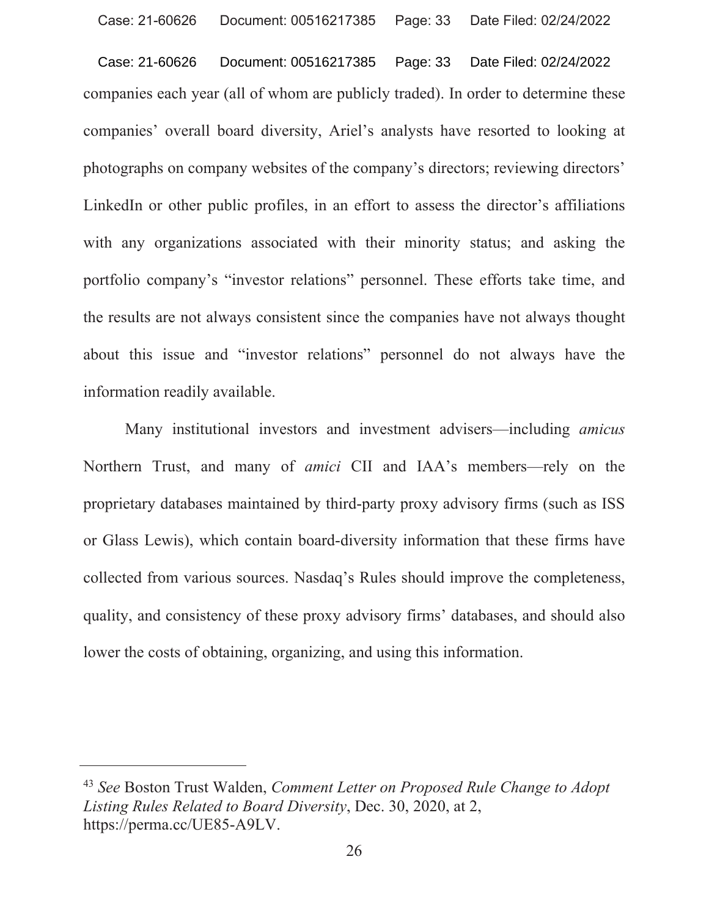companies each year (all of whom are publicly traded). In order to determine these companies' overall board diversity, Ariel's analysts have resorted to looking at photographs on company websites of the company's directors; reviewing directors' LinkedIn or other public profiles, in an effort to assess the director's affiliations with any organizations associated with their minority status; and asking the portfolio company's "investor relations" personnel. These efforts take time, and the results are not always consistent since the companies have not always thought about this issue and "investor relations" personnel do not always have the information readily available.

Many institutional investors and investment advisers—including *amicus* Northern Trust, and many of *amici* CII and IAA's members—rely on the proprietary databases maintained by third-party proxy advisory firms (such as ISS or Glass Lewis), which contain board-diversity information that these firms have collected from various sources. Nasdaq's Rules should improve the completeness, quality, and consistency of these proxy advisory firms' databases, and should also lower the costs of obtaining, organizing, and using this information.

---

[43] *See* Boston Trust Walden, *Comment Letter on Proposed Rule Change to Adopt Listing Rules Related to Board Diversity*, Dec. 30, 2020, at 2, https://perma.cc/UE85-A9LV.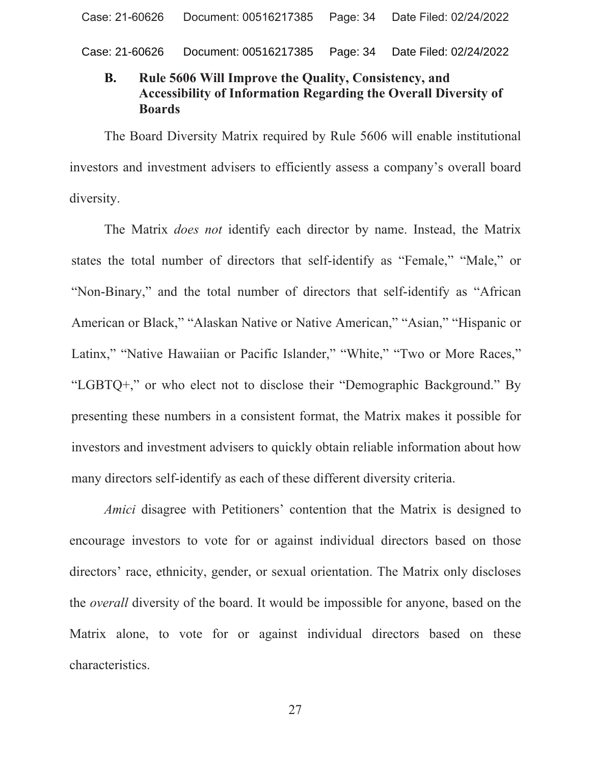### B. Rule 5606 Will Improve the Quality, Consistency, and Accessibility of Information Regarding the Overall Diversity of Boards

The Board Diversity Matrix required by Rule 5606 will enable institutional investors and investment advisers to efficiently assess a company's overall board diversity.

The Matrix *does not* identify each director by name. Instead, the Matrix states the total number of directors that self-identify as "Female," "Male," or "Non-Binary," and the total number of directors that self-identify as "African American or Black," "Alaskan Native or Native American," "Asian," "Hispanic or Latinx," "Native Hawaiian or Pacific Islander," "White," "Two or More Races," "LGBTQ+," or who elect not to disclose their "Demographic Background." By presenting these numbers in a consistent format, the Matrix makes it possible for investors and investment advisers to quickly obtain reliable information about how many directors self-identify as each of these different diversity criteria.

*Amici* disagree with Petitioners' contention that the Matrix is designed to encourage investors to vote for or against individual directors based on those directors' race, ethnicity, gender, or sexual orientation. The Matrix only discloses the *overall* diversity of the board. It would be impossible for anyone, based on the Matrix alone, to vote for or against individual directors based on these characteristics.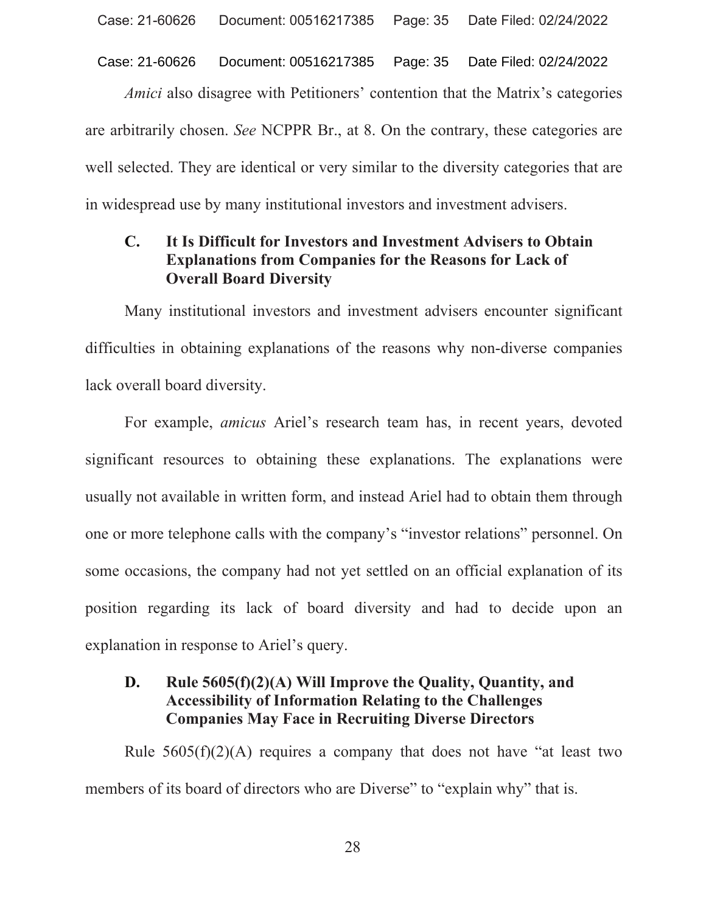*Amici* also disagree with Petitioners' contention that the Matrix's categories are arbitrarily chosen. *See* NCPPR Br., at 8. On the contrary, these categories are well selected. They are identical or very similar to the diversity categories that are in widespread use by many institutional investors and investment advisers.

### C. It Is Difficult for Investors and Investment Advisers to Obtain Explanations from Companies for the Reasons for Lack of Overall Board Diversity

Many institutional investors and investment advisers encounter significant difficulties in obtaining explanations of the reasons why non-diverse companies lack overall board diversity.

For example, *amicus* Ariel's research team has, in recent years, devoted significant resources to obtaining these explanations. The explanations were usually not available in written form, and instead Ariel had to obtain them through one or more telephone calls with the company's "investor relations" personnel. On some occasions, the company had not yet settled on an official explanation of its position regarding its lack of board diversity and had to decide upon an explanation in response to Ariel's query.

### D. Rule 5605(f)(2)(A) Will Improve the Quality, Quantity, and Accessibility of Information Relating to the Challenges Companies May Face in Recruiting Diverse Directors

Rule 5605(f)(2)(A) requires a company that does not have "at least two members of its board of directors who are Diverse" to "explain why" that is.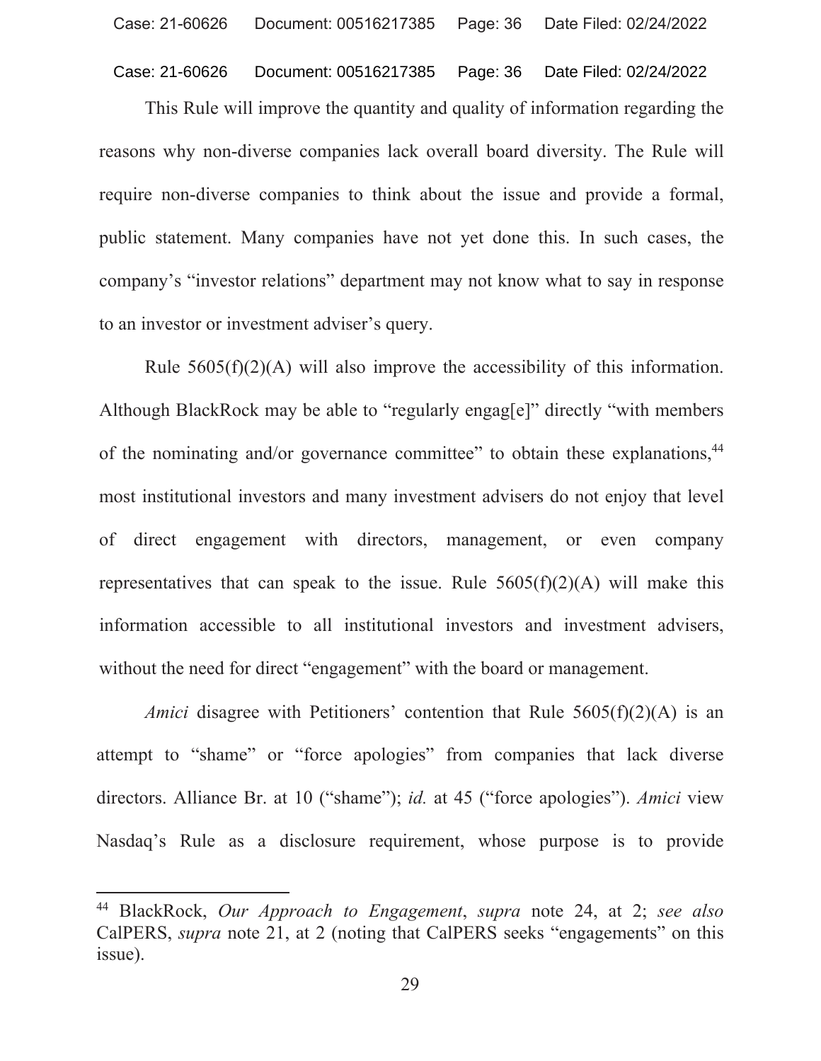This Rule will improve the quantity and quality of information regarding the reasons why non-diverse companies lack overall board diversity. The Rule will require non-diverse companies to think about the issue and provide a formal, public statement. Many companies have not yet done this. In such cases, the company's "investor relations" department may not know what to say in response to an investor or investment adviser's query.

Rule 5605(f)(2)(A) will also improve the accessibility of this information. Although BlackRock may be able to "regularly engag[e]" directly "with members of the nominating and/or governance committee" to obtain these explanations,[44] most institutional investors and many investment advisers do not enjoy that level of direct engagement with directors, management, or even company representatives that can speak to the issue. Rule 5605(f)(2)(A) will make this information accessible to all institutional investors and investment advisers, without the need for direct "engagement" with the board or management.

*Amici* disagree with Petitioners' contention that Rule 5605(f)(2)(A) is an attempt to "shame" or "force apologies" from companies that lack diverse directors. Alliance Br. at 10 ("shame"); *id.* at 45 ("force apologies"). *Amici* view Nasdaq's Rule as a disclosure requirement, whose purpose is to provide

---

[44] BlackRock, *Our Approach to Engagement*, *supra* note 24, at 2; *see also* CalPERS, *supra* note 21, at 2 (noting that CalPERS seeks "engagements" on this issue).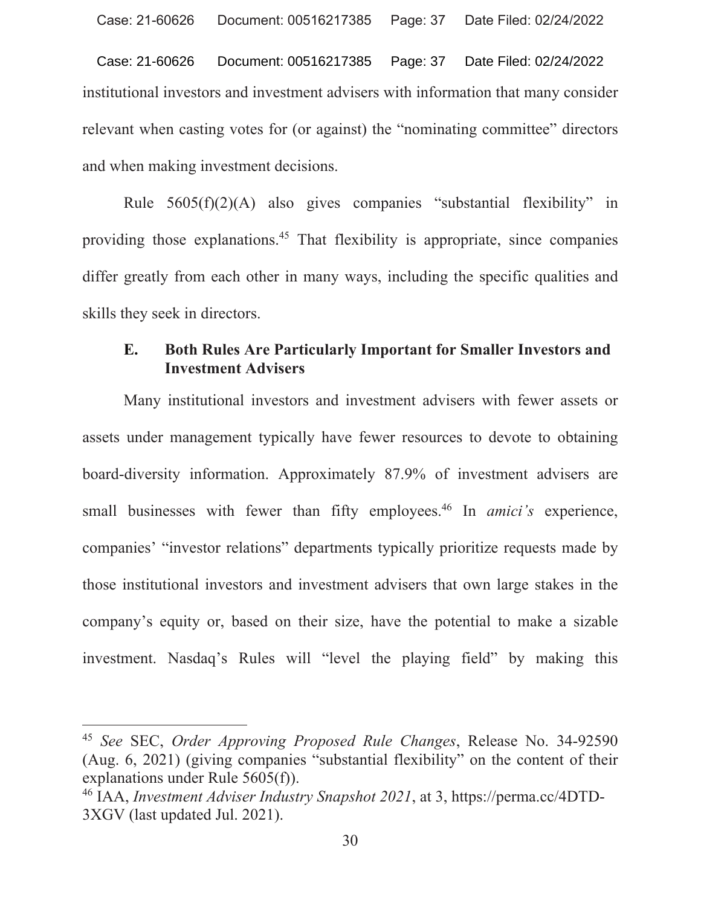institutional investors and investment advisers with information that many consider relevant when casting votes for (or against) the "nominating committee" directors and when making investment decisions.

Rule 5605(f)(2)(A) also gives companies "substantial flexibility" in providing those explanations.[45] That flexibility is appropriate, since companies differ greatly from each other in many ways, including the specific qualities and skills they seek in directors.

### E. Both Rules Are Particularly Important for Smaller Investors and Investment Advisers

Many institutional investors and investment advisers with fewer assets or assets under management typically have fewer resources to devote to obtaining board-diversity information. Approximately 87.9% of investment advisers are small businesses with fewer than fifty employees.[46] In *amici's* experience, companies' "investor relations" departments typically prioritize requests made by those institutional investors and investment advisers that own large stakes in the company's equity or, based on their size, have the potential to make a sizable investment. Nasdaq's Rules will "level the playing field" by making this

---

[45] *See* SEC, *Order Approving Proposed Rule Changes*, Release No. 34-92590 (Aug. 6, 2021) (giving companies "substantial flexibility" on the content of their explanations under Rule 5605(f)).

[46] IAA, *Investment Adviser Industry Snapshot 2021*, at 3, https://perma.cc/4DTD-3XGV (last updated Jul. 2021).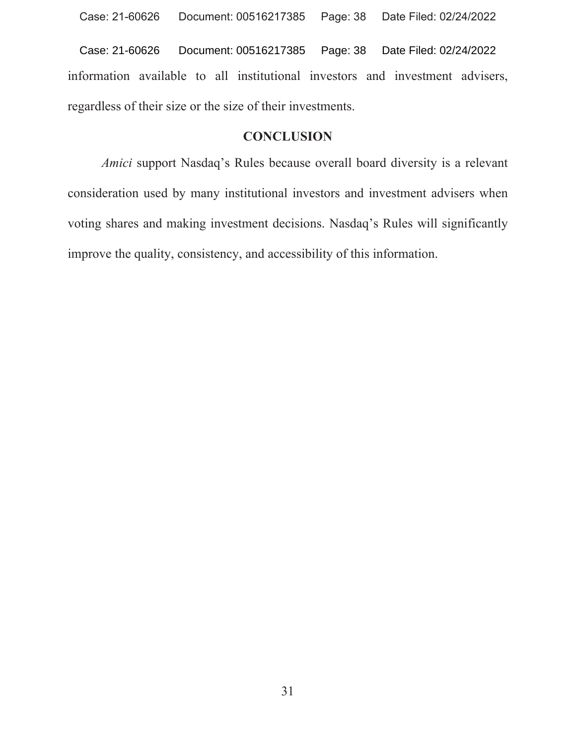information available to all institutional investors and investment advisers, regardless of their size or the size of their investments.

## CONCLUSION

*Amici* support Nasdaq's Rules because overall board diversity is a relevant consideration used by many institutional investors and investment advisers when voting shares and making investment decisions. Nasdaq's Rules will significantly improve the quality, consistency, and accessibility of this information.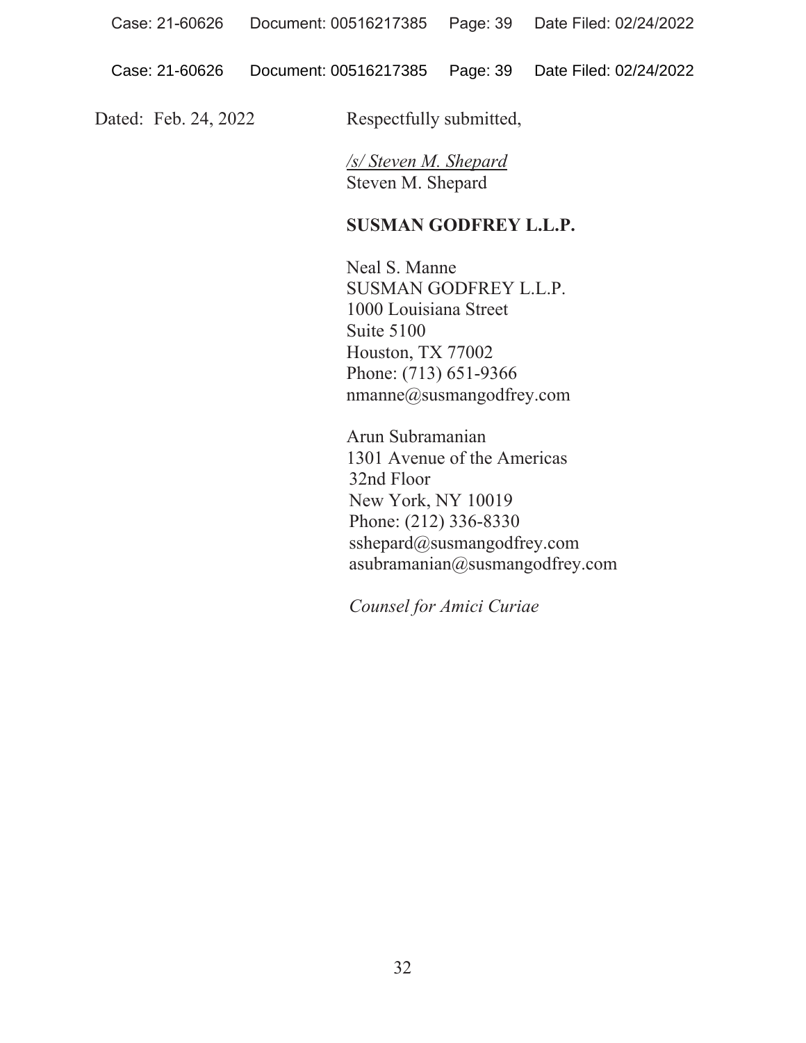Dated: Feb. 24, 2022

Respectfully submitted,

*/s/ Steven M. Shepard*
Steven M. Shepard

**SUSMAN GODFREY L.L.P.**

Neal S. Manne
SUSMAN GODFREY L.L.P.
1000 Louisiana Street
Suite 5100
Houston, TX 77002
Phone: (713) 651-9366
nmanne@susmangodfrey.com

Arun Subramanian
1301 Avenue of the Americas
32nd Floor
New York, NY 10019
Phone: (212) 336-8330
sshepard@susmangodfrey.com
asubramanian@susmangodfrey.com

*Counsel for Amici Curiae*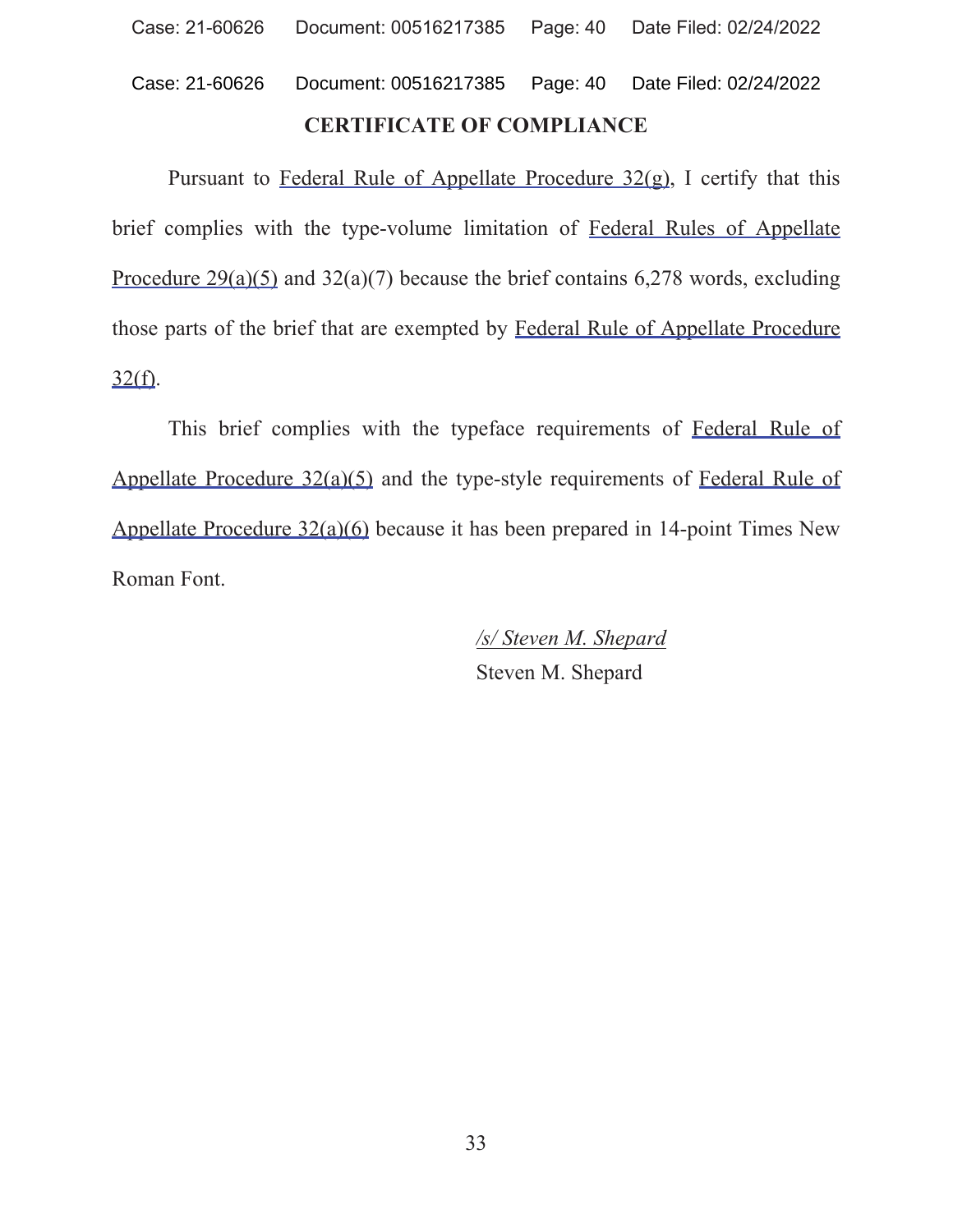## CERTIFICATE OF COMPLIANCE

Pursuant to Federal Rule of Appellate Procedure 32(g), I certify that this brief complies with the type-volume limitation of Federal Rules of Appellate Procedure 29(a)(5) and 32(a)(7) because the brief contains 6,278 words, excluding those parts of the brief that are exempted by Federal Rule of Appellate Procedure 32(f).

This brief complies with the typeface requirements of Federal Rule of Appellate Procedure 32(a)(5) and the type-style requirements of Federal Rule of Appellate Procedure 32(a)(6) because it has been prepared in 14-point Times New Roman Font.

*/s/ Steven M. Shepard*
Steven M. Shepard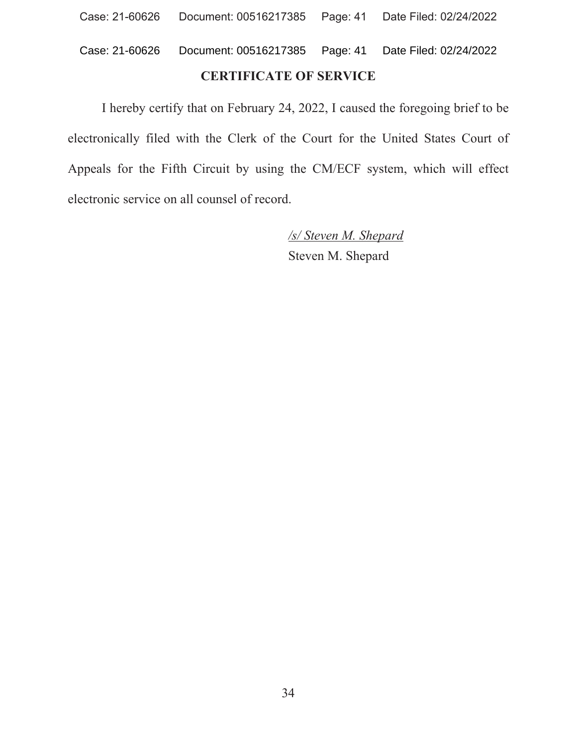## CERTIFICATE OF SERVICE

I hereby certify that on February 24, 2022, I caused the foregoing brief to be electronically filed with the Clerk of the Court for the United States Court of Appeals for the Fifth Circuit by using the CM/ECF system, which will effect electronic service on all counsel of record.

/s/ Steven M. Shepard
Steven M. Shepard